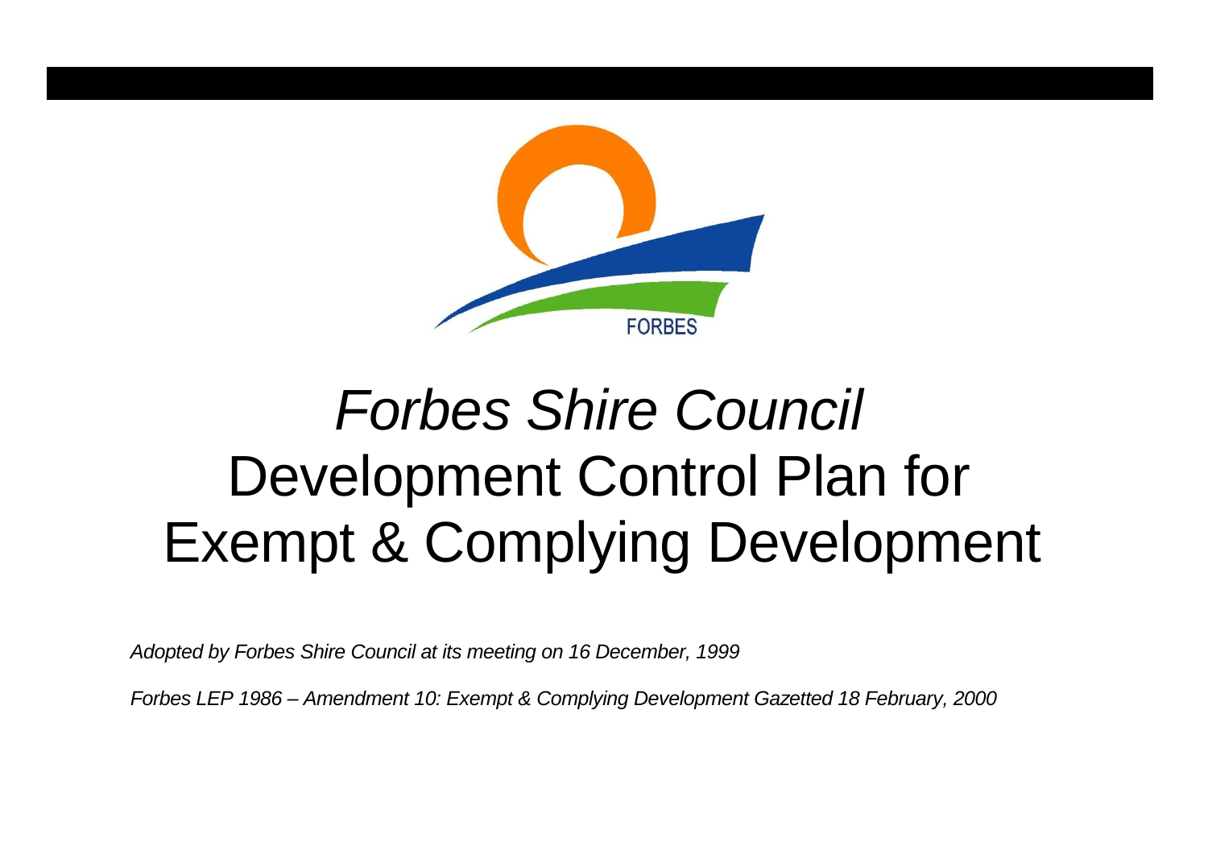FORBES

# *Forbes Shire Council* Development Control Plan for Exempt & Complying Development

*Adopted by Forbes Shire Council at its meeting on 16 December, 1999*

*Forbes LEP 1986 – Amendment 10: Exempt & Complying Development Gazetted 18 February, 2000*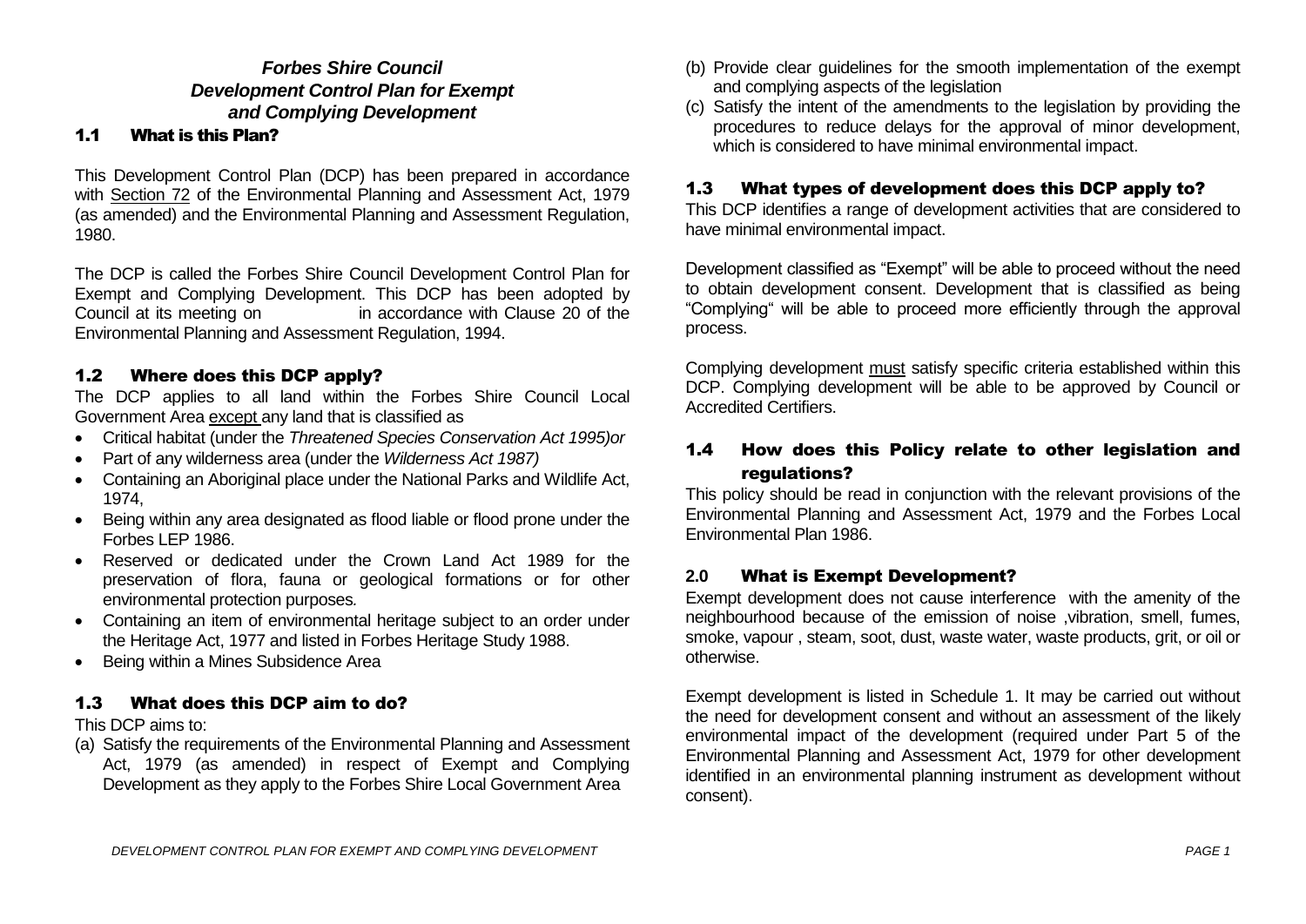***Forbes Shire Council***
***Development Control Plan for Exempt and Complying Development***

## 1.1 What is this Plan?

This Development Control Plan (DCP) has been prepared in accordance with Section 72 of the Environmental Planning and Assessment Act, 1979 (as amended) and the Environmental Planning and Assessment Regulation, 1980.

The DCP is called the Forbes Shire Council Development Control Plan for Exempt and Complying Development. This DCP has been adopted by Council at its meeting on                in accordance with Clause 20 of the Environmental Planning and Assessment Regulation, 1994.

## 1.2 Where does this DCP apply?

The DCP applies to all land within the Forbes Shire Council Local Government Area except any land that is classified as

- Critical habitat (under the *Threatened Species Conservation Act 1995)or*
- Part of any wilderness area (under the *Wilderness Act 1987)*
- Containing an Aboriginal place under the National Parks and Wildlife Act, 1974,
- Being within any area designated as flood liable or flood prone under the Forbes LEP 1986.
- Reserved or dedicated under the Crown Land Act 1989 for the preservation of flora, fauna or geological formations or for other environmental protection purposes*.*
- Containing an item of environmental heritage subject to an order under the Heritage Act, 1977 and listed in Forbes Heritage Study 1988.
- Being within a Mines Subsidence Area

## 1.3 What does this DCP aim to do?

This DCP aims to:

(a) Satisfy the requirements of the Environmental Planning and Assessment Act, 1979 (as amended) in respect of Exempt and Complying Development as they apply to the Forbes Shire Local Government Area

(b) Provide clear guidelines for the smooth implementation of the exempt and complying aspects of the legislation

(c) Satisfy the intent of the amendments to the legislation by providing the procedures to reduce delays for the approval of minor development, which is considered to have minimal environmental impact.

## 1.3 What types of development does this DCP apply to?

This DCP identifies a range of development activities that are considered to have minimal environmental impact.

Development classified as "Exempt" will be able to proceed without the need to obtain development consent. Development that is classified as being "Complying" will be able to proceed more efficiently through the approval process.

Complying development must satisfy specific criteria established within this DCP. Complying development will be able to be approved by Council or Accredited Certifiers.

## 1.4 How does this Policy relate to other legislation and regulations?

This policy should be read in conjunction with the relevant provisions of the Environmental Planning and Assessment Act, 1979 and the Forbes Local Environmental Plan 1986.

## 2.0 What is Exempt Development?

Exempt development does not cause interference with the amenity of the neighbourhood because of the emission of noise ,vibration, smell, fumes, smoke, vapour , steam, soot, dust, waste water, waste products, grit, or oil or otherwise.

Exempt development is listed in Schedule 1. It may be carried out without the need for development consent and without an assessment of the likely environmental impact of the development (required under Part 5 of the Environmental Planning and Assessment Act, 1979 for other development identified in an environmental planning instrument as development without consent).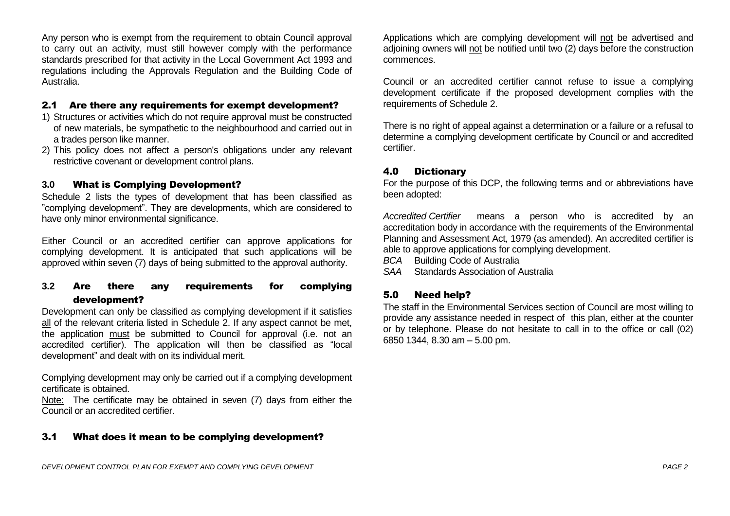Any person who is exempt from the requirement to obtain Council approval to carry out an activity, must still however comply with the performance standards prescribed for that activity in the Local Government Act 1993 and regulations including the Approvals Regulation and the Building Code of Australia.

## 2.1 Are there any requirements for exempt development?

1) Structures or activities which do not require approval must be constructed of new materials, be sympathetic to the neighbourhood and carried out in a trades person like manner.
2) This policy does not affect a person's obligations under any relevant restrictive covenant or development control plans.

## 3.0 What is Complying Development?

Schedule 2 lists the types of development that has been classified as "complying development". They are developments, which are considered to have only minor environmental significance.

Either Council or an accredited certifier can approve applications for complying development. It is anticipated that such applications will be approved within seven (7) days of being submitted to the approval authority.

## 3.2 Are there any requirements for complying development?

Development can only be classified as complying development if it satisfies all of the relevant criteria listed in Schedule 2. If any aspect cannot be met, the application must be submitted to Council for approval (i.e. not an accredited certifier). The application will then be classified as "local development" and dealt with on its individual merit.

Complying development may only be carried out if a complying development certificate is obtained.

Note: The certificate may be obtained in seven (7) days from either the Council or an accredited certifier.

## 3.1 What does it mean to be complying development?

Applications which are complying development will not be advertised and adjoining owners will not be notified until two (2) days before the construction commences.

Council or an accredited certifier cannot refuse to issue a complying development certificate if the proposed development complies with the requirements of Schedule 2.

There is no right of appeal against a determination or a failure or a refusal to determine a complying development certificate by Council or and accredited certifier.

## 4.0 Dictionary

For the purpose of this DCP, the following terms and or abbreviations have been adopted:

*Accredited Certifier* means a person who is accredited by an accreditation body in accordance with the requirements of the Environmental Planning and Assessment Act, 1979 (as amended). An accredited certifier is able to approve applications for complying development.

*BCA* Building Code of Australia

*SAA* Standards Association of Australia

## 5.0 Need help?

The staff in the Environmental Services section of Council are most willing to provide any assistance needed in respect of this plan, either at the counter or by telephone. Please do not hesitate to call in to the office or call (02) 6850 1344, 8.30 am – 5.00 pm.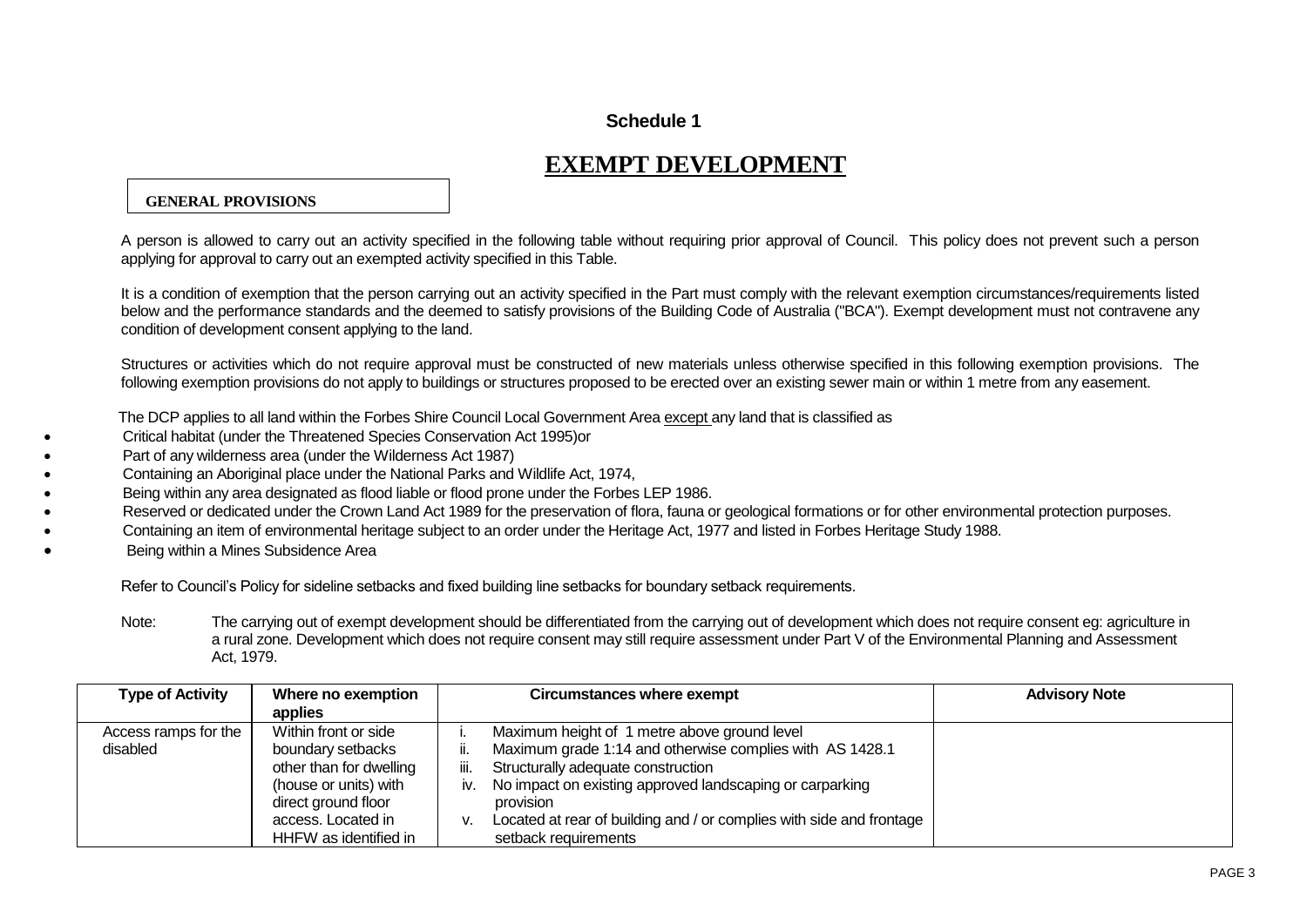**Schedule 1**

# EXEMPT DEVELOPMENT

**GENERAL PROVISIONS**

A person is allowed to carry out an activity specified in the following table without requiring prior approval of Council. This policy does not prevent such a person applying for approval to carry out an exempted activity specified in this Table.

It is a condition of exemption that the person carrying out an activity specified in the Part must comply with the relevant exemption circumstances/requirements listed below and the performance standards and the deemed to satisfy provisions of the Building Code of Australia ("BCA"). Exempt development must not contravene any condition of development consent applying to the land.

Structures or activities which do not require approval must be constructed of new materials unless otherwise specified in this following exemption provisions. The following exemption provisions do not apply to buildings or structures proposed to be erected over an existing sewer main or within 1 metre from any easement.

The DCP applies to all land within the Forbes Shire Council Local Government Area except any land that is classified as

- Critical habitat (under the Threatened Species Conservation Act 1995)or
- Part of any wilderness area (under the Wilderness Act 1987)
- Containing an Aboriginal place under the National Parks and Wildlife Act, 1974,
- Being within any area designated as flood liable or flood prone under the Forbes LEP 1986.
- Reserved or dedicated under the Crown Land Act 1989 for the preservation of flora, fauna or geological formations or for other environmental protection purposes.
- Containing an item of environmental heritage subject to an order under the Heritage Act, 1977 and listed in Forbes Heritage Study 1988.
- Being within a Mines Subsidence Area

Refer to Council's Policy for sideline setbacks and fixed building line setbacks for boundary setback requirements.

Note: The carrying out of exempt development should be differentiated from the carrying out of development which does not require consent eg: agriculture in a rural zone. Development which does not require consent may still require assessment under Part V of the Environmental Planning and Assessment Act, 1979.

| Type of Activity | Where no exemption applies | Circumstances where exempt | Advisory Note |
|---|---|---|---|
| Access ramps for the disabled | Within front or side boundary setbacks other than for dwelling (house or units) with direct ground floor access. Located in HHFW as identified in | i. Maximum height of 1 metre above ground level<br>ii. Maximum grade 1:14 and otherwise complies with AS 1428.1<br>iii. Structurally adequate construction<br>iv. No impact on existing approved landscaping or carparking provision<br>v. Located at rear of building and / or complies with side and frontage setback requirements | |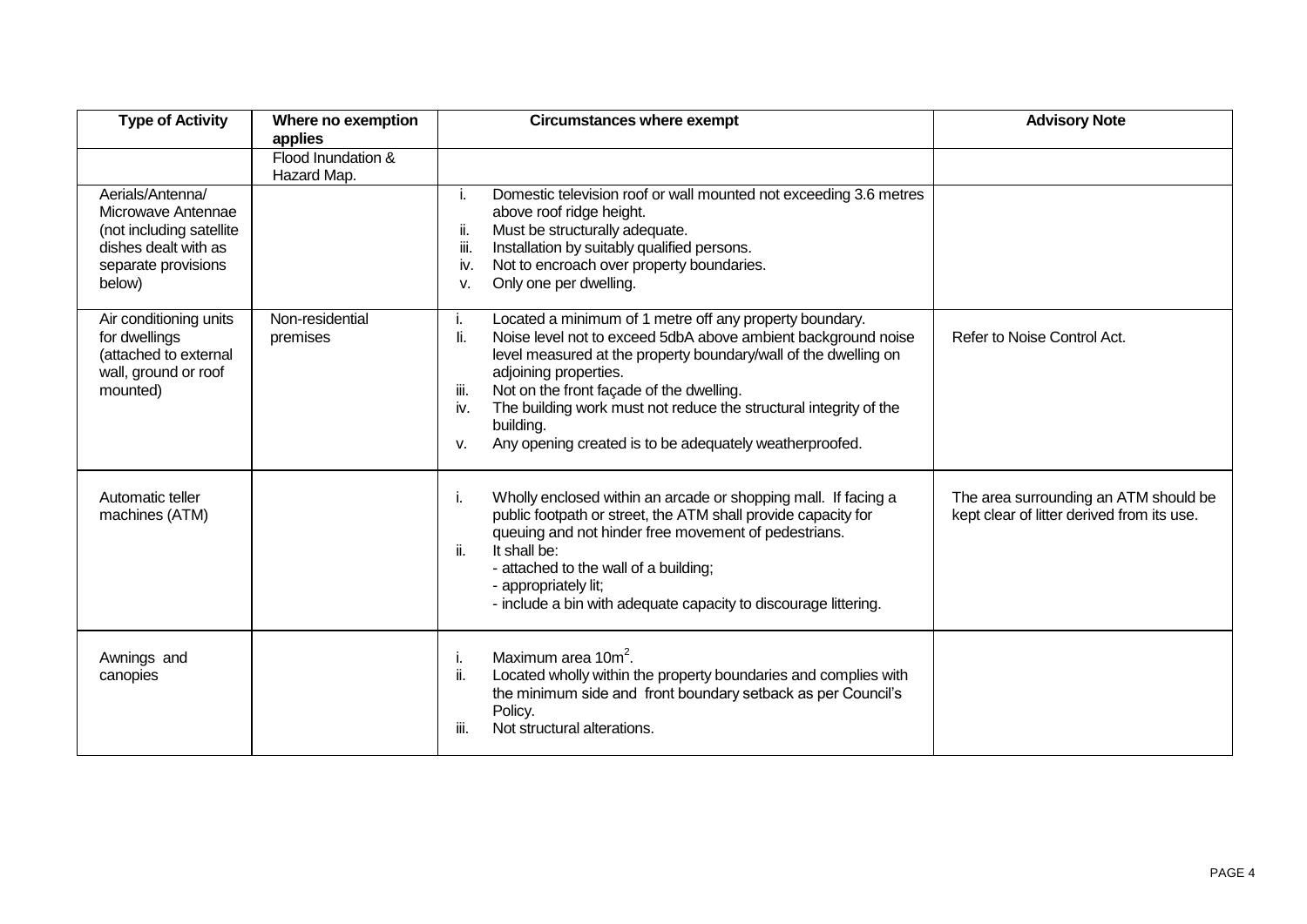| Type of Activity | Where no exemption applies | Circumstances where exempt | Advisory Note |
|---|---|---|---|
| | Flood Inundation & Hazard Map. | | |
| Aerials/Antenna/ Microwave Antennae (not including satellite dishes dealt with as separate provisions below) | | i. Domestic television roof or wall mounted not exceeding 3.6 metres above roof ridge height.<br>ii. Must be structurally adequate.<br>iii. Installation by suitably qualified persons.<br>iv. Not to encroach over property boundaries.<br>v. Only one per dwelling. | |
| Air conditioning units for dwellings (attached to external wall, ground or roof mounted) | Non-residential premises | i. Located a minimum of 1 metre off any property boundary.<br>Ii. Noise level not to exceed 5dbA above ambient background noise level measured at the property boundary/wall of the dwelling on adjoining properties.<br>iii. Not on the front façade of the dwelling.<br>iv. The building work must not reduce the structural integrity of the building.<br>v. Any opening created is to be adequately weatherproofed. | Refer to Noise Control Act. |
| Automatic teller machines (ATM) | | i. Wholly enclosed within an arcade or shopping mall. If facing a public footpath or street, the ATM shall provide capacity for queuing and not hinder free movement of pedestrians.<br>ii. It shall be:<br>- attached to the wall of a building;<br>- appropriately lit;<br>- include a bin with adequate capacity to discourage littering. | The area surrounding an ATM should be kept clear of litter derived from its use. |
| Awnings and canopies | | i. Maximum area $10m^2$.<br>ii. Located wholly within the property boundaries and complies with the minimum side and front boundary setback as per Council's Policy.<br>iii. Not structural alterations. | |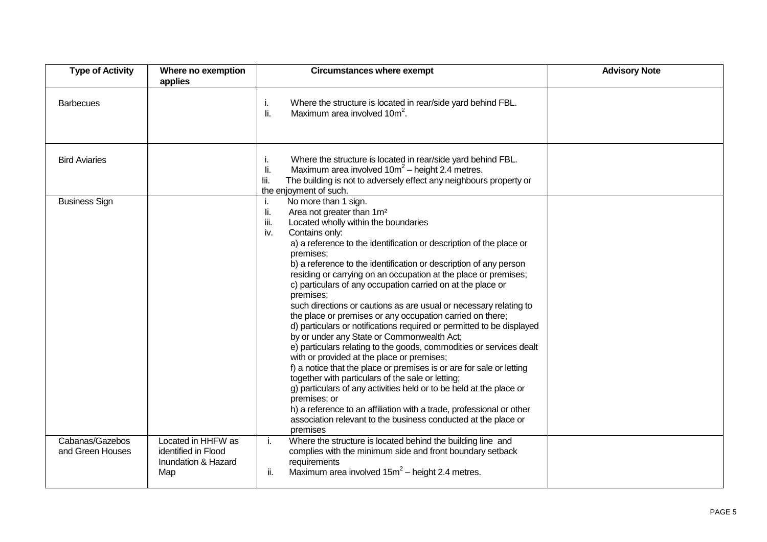| Type of Activity | Where no exemption applies | Circumstances where exempt | Advisory Note |
|---|---|---|---|
| Barbecues | | i. Where the structure is located in rear/side yard behind FBL.<br>Ii. Maximum area involved $10m^2$. | |
| Bird Aviaries | | i. Where the structure is located in rear/side yard behind FBL.<br>Ii. Maximum area involved $10m^2$ – height 2.4 metres.<br>Iii. The building is not to adversely effect any neighbours property or the enjoyment of such. | |
| Business Sign | | i. No more than 1 sign.<br>Ii. Area not greater than 1m²<br>iii. Located wholly within the boundaries<br>iv. Contains only:<br>a) a reference to the identification or description of the place or premises;<br>b) a reference to the identification or description of any person residing or carrying on an occupation at the place or premises;<br>c) particulars of any occupation carried on at the place or premises;<br>such directions or cautions as are usual or necessary relating to the place or premises or any occupation carried on there;<br>d) particulars or notifications required or permitted to be displayed by or under any State or Commonwealth Act;<br>e) particulars relating to the goods, commodities or services dealt with or provided at the place or premises;<br>f) a notice that the place or premises is or are for sale or letting together with particulars of the sale or letting;<br>g) particulars of any activities held or to be held at the place or premises; or<br>h) a reference to an affiliation with a trade, professional or other association relevant to the business conducted at the place or premises | |
| Cabanas/Gazebos and Green Houses | Located in HHFW as identified in Flood Inundation & Hazard Map | i. Where the structure is located behind the building line and complies with the minimum side and front boundary setback requirements<br>ii. Maximum area involved $15m^2$ – height 2.4 metres. | |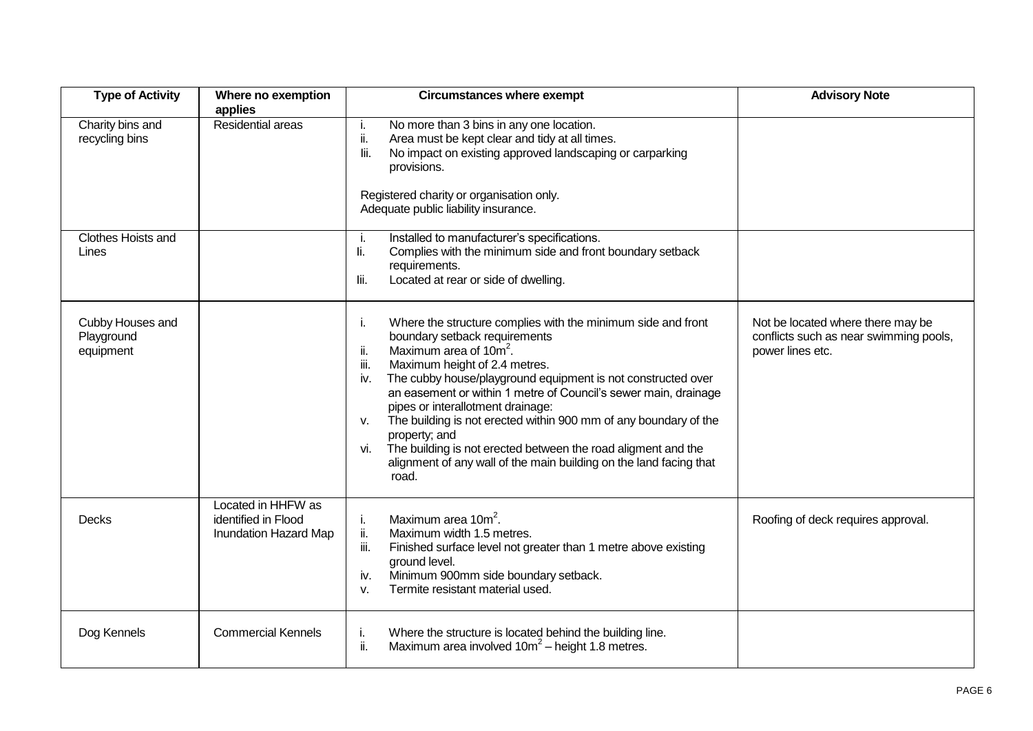| Type of Activity | Where no exemption applies | Circumstances where exempt | Advisory Note |
|---|---|---|---|
| Charity bins and recycling bins | Residential areas | i. No more than 3 bins in any one location.<br>ii. Area must be kept clear and tidy at all times.<br>Iii. No impact on existing approved landscaping or carparking provisions.<br><br>Registered charity or organisation only.<br>Adequate public liability insurance. | |
| Clothes Hoists and Lines | | i. Installed to manufacturer's specifications.<br>Ii. Complies with the minimum side and front boundary setback requirements.<br>Iii. Located at rear or side of dwelling. | |
| Cubby Houses and Playground equipment | | i. Where the structure complies with the minimum side and front boundary setback requirements<br>ii. Maximum area of $10m^2$.<br>iii. Maximum height of 2.4 metres.<br>iv. The cubby house/playground equipment is not constructed over an easement or within 1 metre of Council's sewer main, drainage pipes or interallotment drainage:<br>v. The building is not erected within 900 mm of any boundary of the property; and<br>vi. The building is not erected between the road aligment and the alignment of any wall of the main building on the land facing that road. | Not be located where there may be conflicts such as near swimming pools, power lines etc. |
| Decks | Located in HHFW as identified in Flood Inundation Hazard Map | i. Maximum area $10m^2$.<br>ii. Maximum width 1.5 metres.<br>iii. Finished surface level not greater than 1 metre above existing ground level.<br>iv. Minimum 900mm side boundary setback.<br>v. Termite resistant material used. | Roofing of deck requires approval. |
| Dog Kennels | Commercial Kennels | i. Where the structure is located behind the building line.<br>ii. Maximum area involved $10m^2$ – height 1.8 metres. | |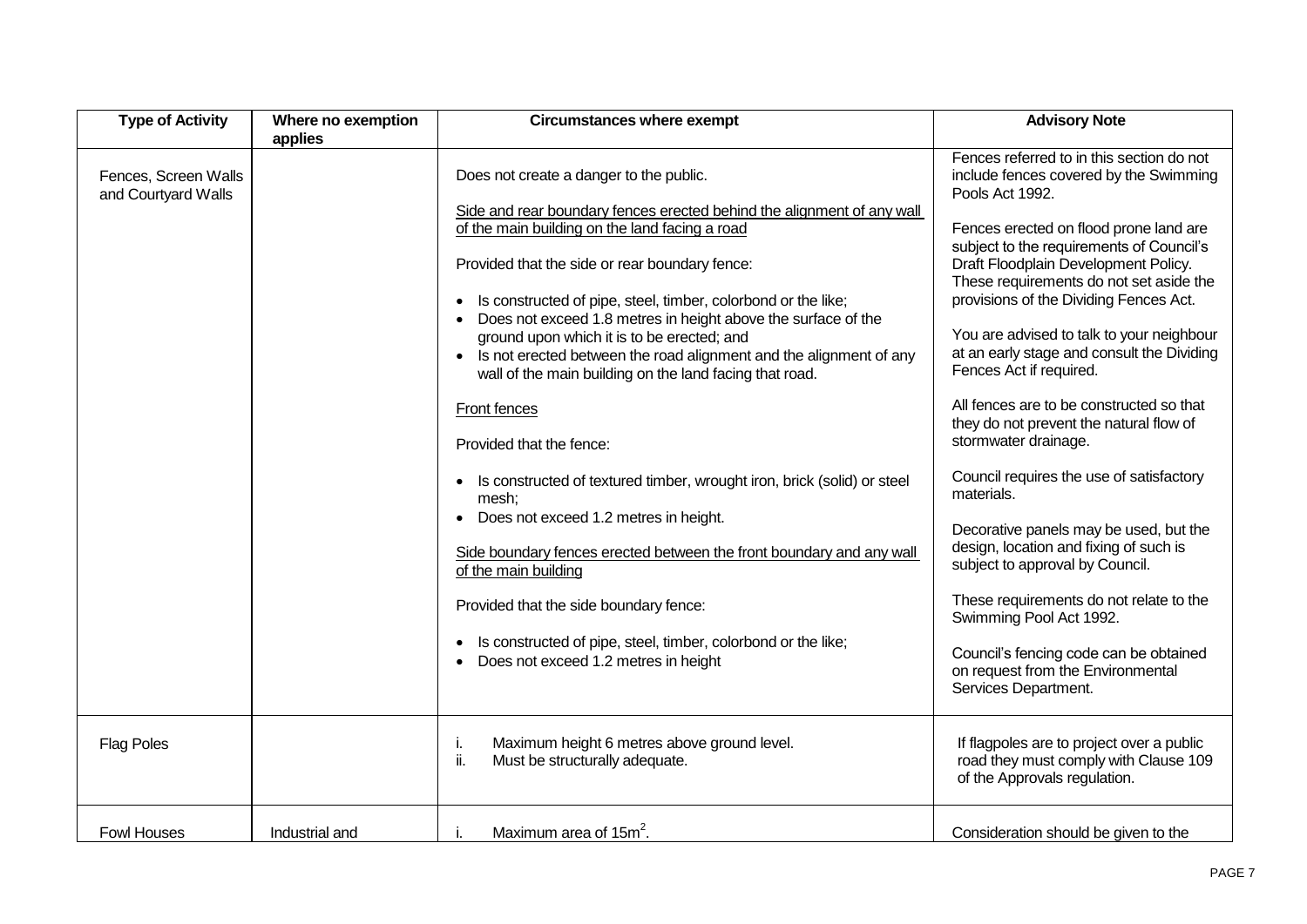| Type of Activity | Where no exemption applies | Circumstances where exempt | Advisory Note |
|---|---|---|---|
| Fences, Screen Walls and Courtyard Walls | | Does not create a danger to the public.<br><br>Side and rear boundary fences erected behind the alignment of any wall of the main building on the land facing a road<br><br>Provided that the side or rear boundary fence:<br><br>• Is constructed of pipe, steel, timber, colorbond or the like;<br>• Does not exceed 1.8 metres in height above the surface of the ground upon which it is to be erected; and<br>• Is not erected between the road alignment and the alignment of any wall of the main building on the land facing that road.<br><br>Front fences<br><br>Provided that the fence:<br><br>• Is constructed of textured timber, wrought iron, brick (solid) or steel mesh;<br>• Does not exceed 1.2 metres in height.<br><br>Side boundary fences erected between the front boundary and any wall of the main building<br><br>Provided that the side boundary fence:<br><br>• Is constructed of pipe, steel, timber, colorbond or the like;<br>• Does not exceed 1.2 metres in height | Fences referred to in this section do not include fences covered by the Swimming Pools Act 1992.<br><br>Fences erected on flood prone land are subject to the requirements of Council's Draft Floodplain Development Policy. These requirements do not set aside the provisions of the Dividing Fences Act.<br><br>You are advised to talk to your neighbour at an early stage and consult the Dividing Fences Act if required.<br><br>All fences are to be constructed so that they do not prevent the natural flow of stormwater drainage.<br><br>Council requires the use of satisfactory materials.<br><br>Decorative panels may be used, but the design, location and fixing of such is subject to approval by Council.<br><br>These requirements do not relate to the Swimming Pool Act 1992.<br><br>Council's fencing code can be obtained on request from the Environmental Services Department. |
| Flag Poles | | i. Maximum height 6 metres above ground level.<br>ii. Must be structurally adequate. | If flagpoles are to project over a public road they must comply with Clause 109 of the Approvals regulation. |
| Fowl Houses | Industrial and | i. Maximum area of $15m^2$. | Consideration should be given to the |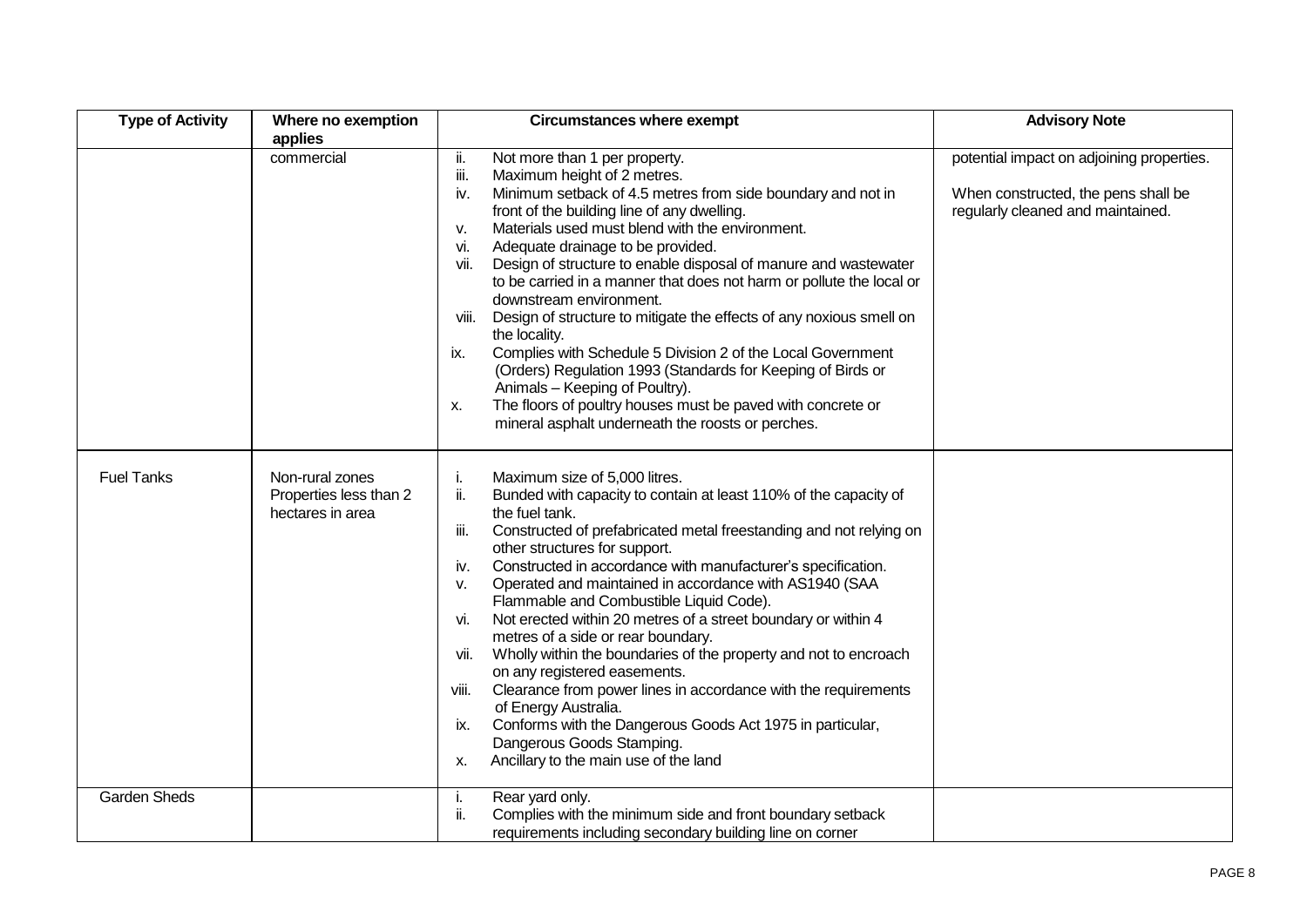| Type of Activity | Where no exemption applies | Circumstances where exempt | Advisory Note |
|---|---|---|---|
| | commercial | ii. Not more than 1 per property.<br>iii. Maximum height of 2 metres.<br>iv. Minimum setback of 4.5 metres from side boundary and not in front of the building line of any dwelling.<br>v. Materials used must blend with the environment.<br>vi. Adequate drainage to be provided.<br>vii. Design of structure to enable disposal of manure and wastewater to be carried in a manner that does not harm or pollute the local or downstream environment.<br>viii. Design of structure to mitigate the effects of any noxious smell on the locality.<br>ix. Complies with Schedule 5 Division 2 of the Local Government (Orders) Regulation 1993 (Standards for Keeping of Birds or Animals – Keeping of Poultry).<br>x. The floors of poultry houses must be paved with concrete or mineral asphalt underneath the roosts or perches. | potential impact on adjoining properties.<br><br>When constructed, the pens shall be regularly cleaned and maintained. |
| Fuel Tanks | Non-rural zones<br>Properties less than 2 hectares in area | i. Maximum size of 5,000 litres.<br>ii. Bunded with capacity to contain at least 110% of the capacity of the fuel tank.<br>iii. Constructed of prefabricated metal freestanding and not relying on other structures for support.<br>iv. Constructed in accordance with manufacturer's specification.<br>v. Operated and maintained in accordance with AS1940 (SAA Flammable and Combustible Liquid Code).<br>vi. Not erected within 20 metres of a street boundary or within 4 metres of a side or rear boundary.<br>vii. Wholly within the boundaries of the property and not to encroach on any registered easements.<br>viii. Clearance from power lines in accordance with the requirements of Energy Australia.<br>ix. Conforms with the Dangerous Goods Act 1975 in particular, Dangerous Goods Stamping.<br>x. Ancillary to the main use of the land | |
| Garden Sheds | | i. Rear yard only.<br>ii. Complies with the minimum side and front boundary setback requirements including secondary building line on corner | |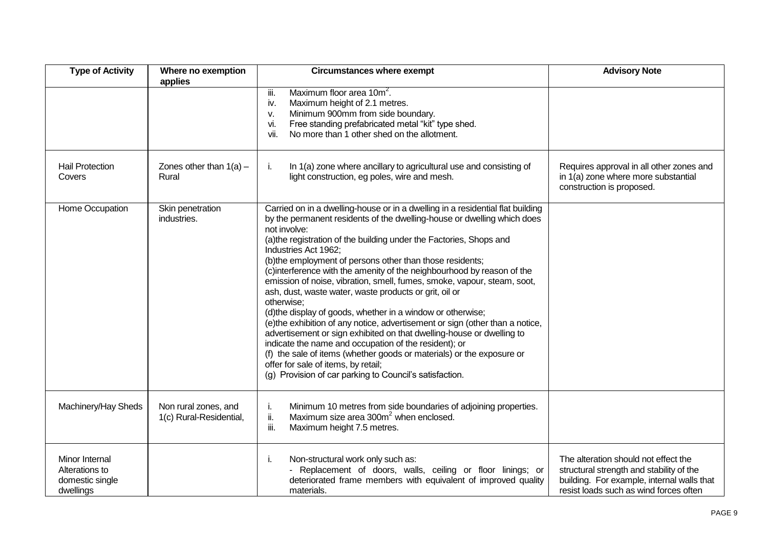| Type of Activity | Where no exemption applies | Circumstances where exempt | Advisory Note |
|---|---|---|---|
| | | iii. Maximum floor area $10m^2$.<br>iv. Maximum height of 2.1 metres.<br>v. Minimum 900mm from side boundary.<br>vi. Free standing prefabricated metal "kit" type shed.<br>vii. No more than 1 other shed on the allotment. | |
| Hail Protection Covers | Zones other than 1(a) – Rural | i. In 1(a) zone where ancillary to agricultural use and consisting of light construction, eg poles, wire and mesh. | Requires approval in all other zones and in 1(a) zone where more substantial construction is proposed. |
| Home Occupation | Skin penetration industries. | Carried on in a dwelling-house or in a dwelling in a residential flat building by the permanent residents of the dwelling-house or dwelling which does not involve:<br>(a)the registration of the building under the Factories, Shops and Industries Act 1962;<br>(b)the employment of persons other than those residents;<br>(c)interference with the amenity of the neighbourhood by reason of the emission of noise, vibration, smell, fumes, smoke, vapour, steam, soot, ash, dust, waste water, waste products or grit, oil or otherwise;<br>(d)the display of goods, whether in a window or otherwise;<br>(e)the exhibition of any notice, advertisement or sign (other than a notice, advertisement or sign exhibited on that dwelling-house or dwelling to indicate the name and occupation of the resident); or<br>(f) the sale of items (whether goods or materials) or the exposure or offer for sale of items, by retail;<br>(g) Provision of car parking to Council's satisfaction. | |
| Machinery/Hay Sheds | Non rural zones, and 1(c) Rural-Residential, | i. Minimum 10 metres from side boundaries of adjoining properties.<br>ii. Maximum size area $300m^2$ when enclosed.<br>iii. Maximum height 7.5 metres. | |
| Minor Internal Alterations to domestic single dwellings | | i. Non-structural work only such as:<br>- Replacement of doors, walls, ceiling or floor linings; or deteriorated frame members with equivalent of improved quality materials. | The alteration should not effect the structural strength and stability of the building. For example, internal walls that resist loads such as wind forces often |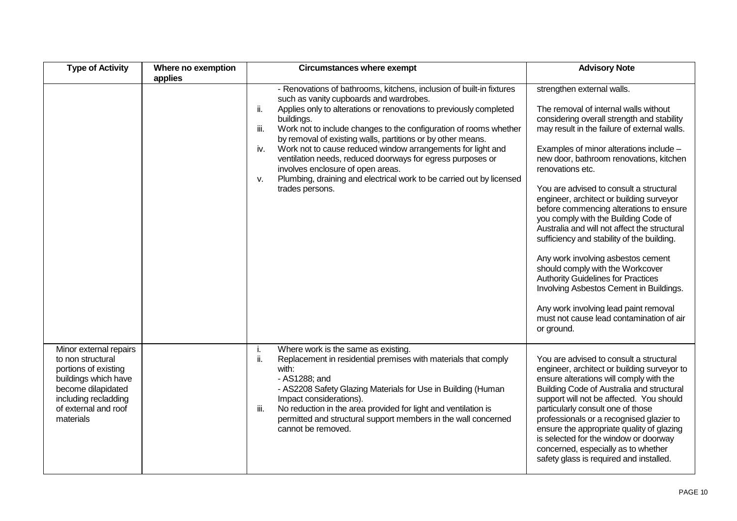| Type of Activity | Where no exemption applies | Circumstances where exempt | Advisory Note |
|---|---|---|---|
| | | - Renovations of bathrooms, kitchens, inclusion of built-in fixtures such as vanity cupboards and wardrobes.<br>ii. Applies only to alterations or renovations to previously completed buildings.<br>iii. Work not to include changes to the configuration of rooms whether by removal of existing walls, partitions or by other means.<br>iv. Work not to cause reduced window arrangements for light and ventilation needs, reduced doorways for egress purposes or involves enclosure of open areas.<br>v. Plumbing, draining and electrical work to be carried out by licensed trades persons. | strengthen external walls.<br><br>The removal of internal walls without considering overall strength and stability may result in the failure of external walls.<br><br>Examples of minor alterations include – new door, bathroom renovations, kitchen renovations etc.<br><br>You are advised to consult a structural engineer, architect or building surveyor before commencing alterations to ensure you comply with the Building Code of Australia and will not affect the structural sufficiency and stability of the building.<br><br>Any work involving asbestos cement should comply with the Workcover Authority Guidelines for Practices Involving Asbestos Cement in Buildings.<br><br>Any work involving lead paint removal must not cause lead contamination of air or ground. |
| Minor external repairs to non structural portions of existing buildings which have become dilapidated including recladding of external and roof materials | | i. Where work is the same as existing.<br>ii. Replacement in residential premises with materials that comply with:<br>- AS1288; and<br>- AS2208 Safety Glazing Materials for Use in Building (Human Impact considerations).<br>iii. No reduction in the area provided for light and ventilation is permitted and structural support members in the wall concerned cannot be removed. | You are advised to consult a structural engineer, architect or building surveyor to ensure alterations will comply with the Building Code of Australia and structural support will not be affected. You should particularly consult one of those professionals or a recognised glazier to ensure the appropriate quality of glazing is selected for the window or doorway concerned, especially as to whether safety glass is required and installed. |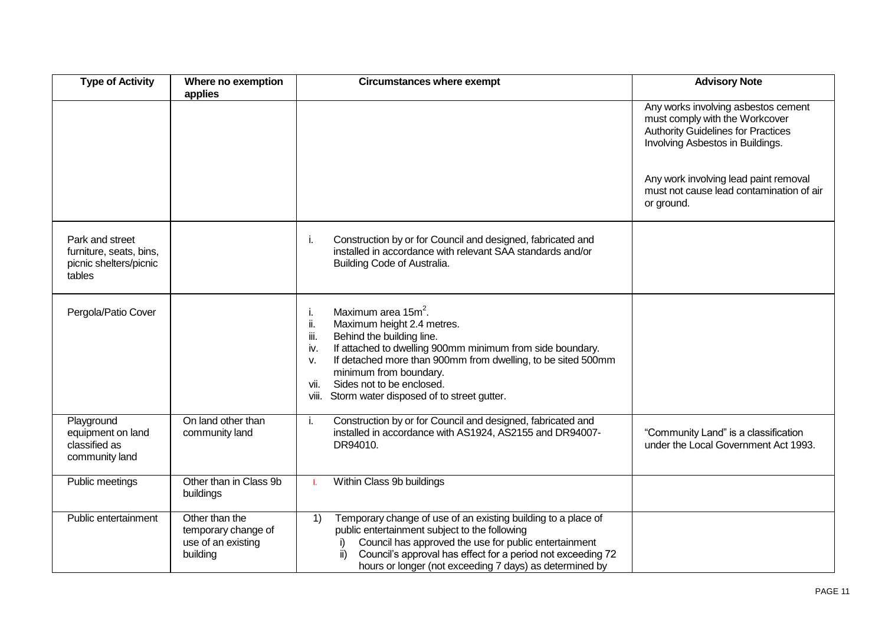| Type of Activity | Where no exemption applies | Circumstances where exempt | Advisory Note |
|---|---|---|---|
| | | | Any works involving asbestos cement must comply with the Workcover Authority Guidelines for Practices Involving Asbestos in Buildings.<br><br>Any work involving lead paint removal must not cause lead contamination of air or ground. |
| Park and street furniture, seats, bins, picnic shelters/picnic tables | | i. Construction by or for Council and designed, fabricated and installed in accordance with relevant SAA standards and/or Building Code of Australia. | |
| Pergola/Patio Cover | | i. Maximum area $15m^2$.<br>ii. Maximum height 2.4 metres.<br>iii. Behind the building line.<br>iv. If attached to dwelling 900mm minimum from side boundary.<br>v. If detached more than 900mm from dwelling, to be sited 500mm minimum from boundary.<br>vii. Sides not to be enclosed.<br>viii. Storm water disposed of to street gutter. | |
| Playground equipment on land classified as community land | On land other than community land | i. Construction by or for Council and designed, fabricated and installed in accordance with AS1924, AS2155 and DR94007-DR94010. | "Community Land" is a classification under the Local Government Act 1993. |
| Public meetings | Other than in Class 9b buildings | I. Within Class 9b buildings | |
| Public entertainment | Other than the temporary change of use of an existing building | 1) Temporary change of use of an existing building to a place of public entertainment subject to the following<br>i) Council has approved the use for public entertainment<br>ii) Council's approval has effect for a period not exceeding 72 hours or longer (not exceeding 7 days) as determined by | |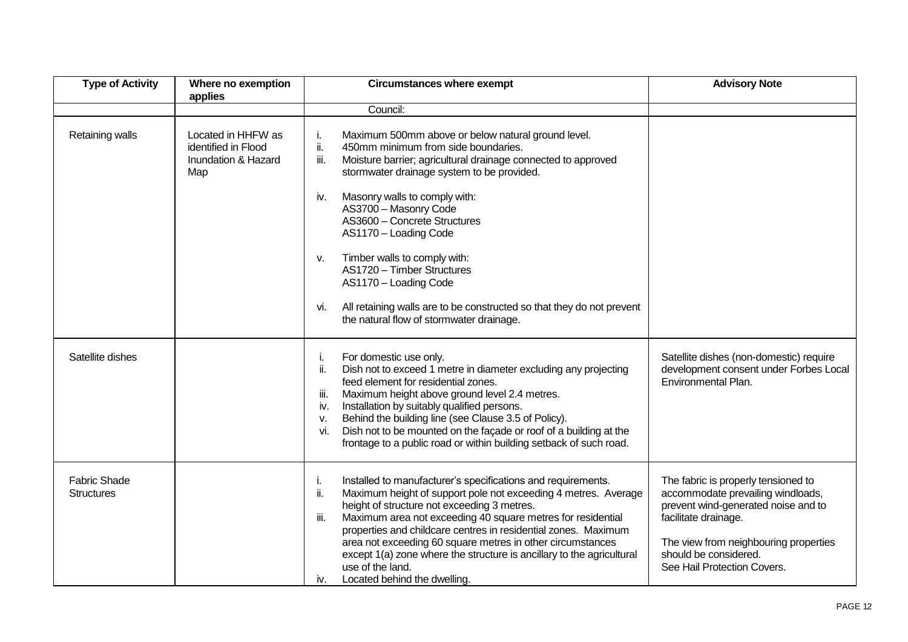| Type of Activity | Where no exemption applies | Circumstances where exempt | Advisory Note |
|---|---|---|---|
| | | Council: | |
| Retaining walls | Located in HHFW as identified in Flood Inundation & Hazard Map | i. Maximum 500mm above or below natural ground level.<br>ii. 450mm minimum from side boundaries.<br>iii. Moisture barrier; agricultural drainage connected to approved stormwater drainage system to be provided.<br><br>iv. Masonry walls to comply with:<br>AS3700 – Masonry Code<br>AS3600 – Concrete Structures<br>AS1170 – Loading Code<br><br>v. Timber walls to comply with:<br>AS1720 – Timber Structures<br>AS1170 – Loading Code<br><br>vi. All retaining walls are to be constructed so that they do not prevent the natural flow of stormwater drainage. | |
| Satellite dishes | | i. For domestic use only.<br>ii. Dish not to exceed 1 metre in diameter excluding any projecting feed element for residential zones.<br>iii. Maximum height above ground level 2.4 metres.<br>iv. Installation by suitably qualified persons.<br>v. Behind the building line (see Clause 3.5 of Policy).<br>vi. Dish not to be mounted on the façade or roof of a building at the frontage to a public road or within building setback of such road. | Satellite dishes (non-domestic) require development consent under Forbes Local Environmental Plan. |
| Fabric Shade Structures | | i. Installed to manufacturer's specifications and requirements.<br>ii. Maximum height of support pole not exceeding 4 metres. Average height of structure not exceeding 3 metres.<br>iii. Maximum area not exceeding 40 square metres for residential properties and childcare centres in residential zones. Maximum area not exceeding 60 square metres in other circumstances except 1(a) zone where the structure is ancillary to the agricultural use of the land.<br>iv. Located behind the dwelling. | The fabric is properly tensioned to accommodate prevailing windloads, prevent wind-generated noise and to facilitate drainage.<br><br>The view from neighbouring properties should be considered.<br>See Hail Protection Covers. |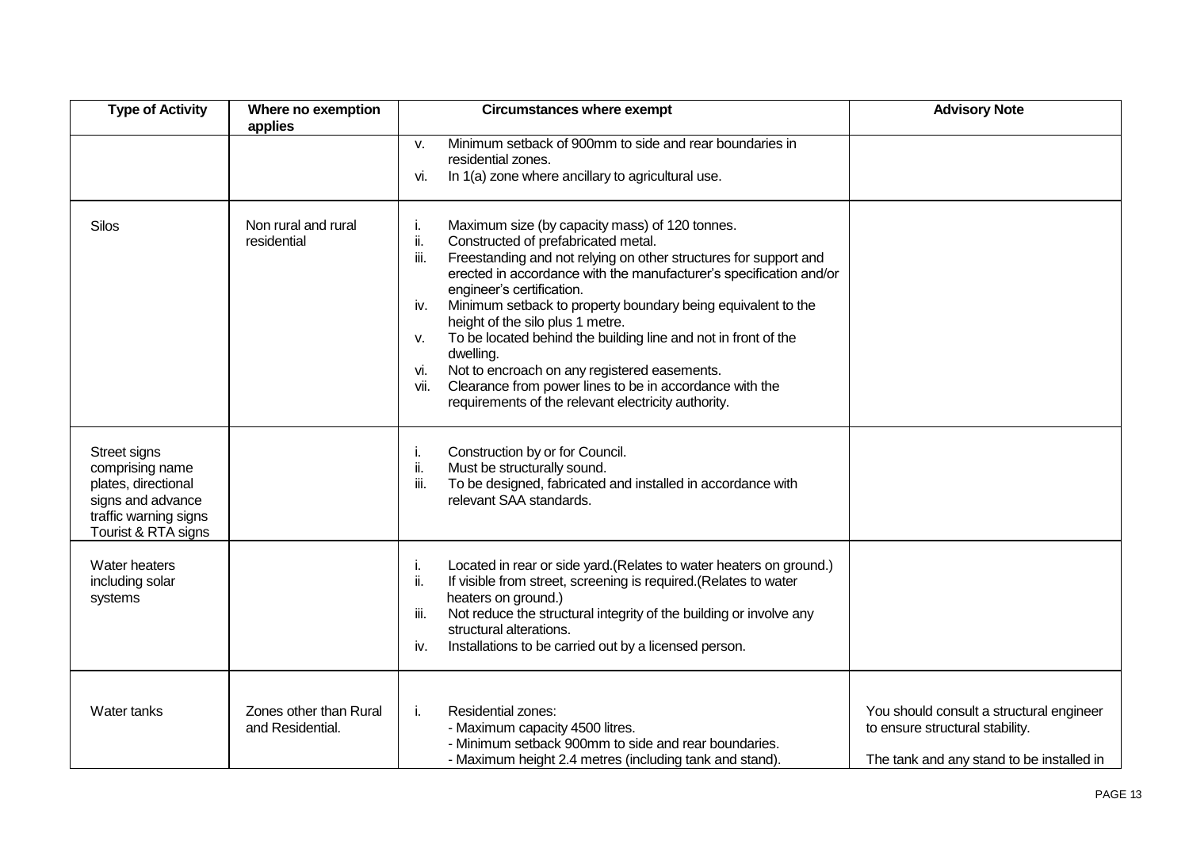| Type of Activity | Where no exemption applies | Circumstances where exempt | Advisory Note |
|---|---|---|---|
| | | v. Minimum setback of 900mm to side and rear boundaries in residential zones.<br>vi. In 1(a) zone where ancillary to agricultural use. | |
| Silos | Non rural and rural residential | i. Maximum size (by capacity mass) of 120 tonnes.<br>ii. Constructed of prefabricated metal.<br>iii. Freestanding and not relying on other structures for support and erected in accordance with the manufacturer's specification and/or engineer's certification.<br>iv. Minimum setback to property boundary being equivalent to the height of the silo plus 1 metre.<br>v. To be located behind the building line and not in front of the dwelling.<br>vi. Not to encroach on any registered easements.<br>vii. Clearance from power lines to be in accordance with the requirements of the relevant electricity authority. | |
| Street signs comprising name plates, directional signs and advance traffic warning signs Tourist & RTA signs | | i. Construction by or for Council.<br>ii. Must be structurally sound.<br>iii. To be designed, fabricated and installed in accordance with relevant SAA standards. | |
| Water heaters including solar systems | | i. Located in rear or side yard.(Relates to water heaters on ground.)<br>ii. If visible from street, screening is required.(Relates to water heaters on ground.)<br>iii. Not reduce the structural integrity of the building or involve any structural alterations.<br>iv. Installations to be carried out by a licensed person. | |
| Water tanks | Zones other than Rural and Residential. | i. Residential zones:<br>- Maximum capacity 4500 litres.<br>- Minimum setback 900mm to side and rear boundaries.<br>- Maximum height 2.4 metres (including tank and stand). | You should consult a structural engineer to ensure structural stability.<br><br>The tank and any stand to be installed in |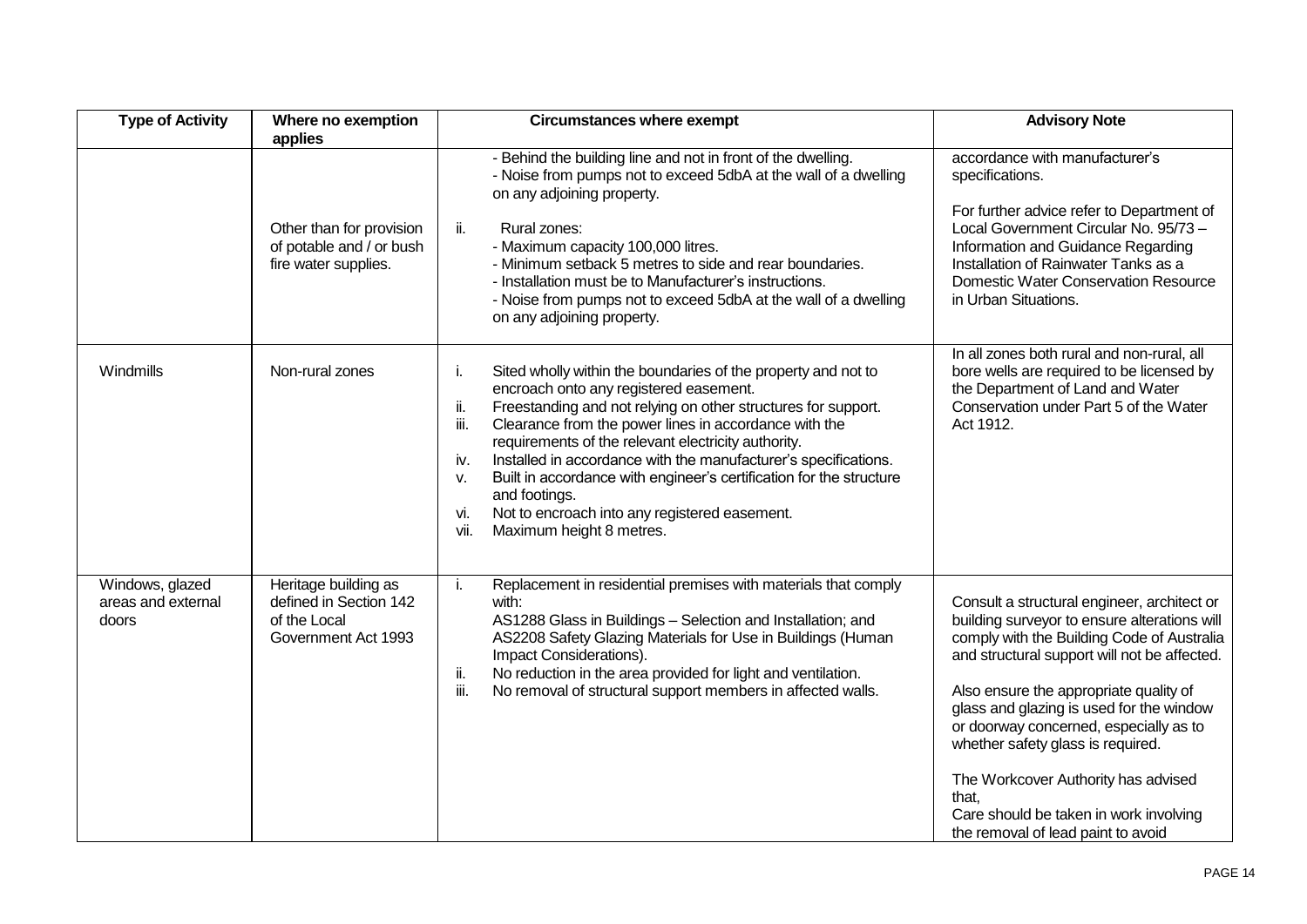| Type of Activity | Where no exemption applies | Circumstances where exempt | Advisory Note |
|---|---|---|---|
| | Other than for provision of potable and / or bush fire water supplies. | - Behind the building line and not in front of the dwelling.<br>- Noise from pumps not to exceed 5dbA at the wall of a dwelling on any adjoining property.<br><br>ii. Rural zones:<br>- Maximum capacity 100,000 litres.<br>- Minimum setback 5 metres to side and rear boundaries.<br>- Installation must be to Manufacturer's instructions.<br>- Noise from pumps not to exceed 5dbA at the wall of a dwelling on any adjoining property. | accordance with manufacturer's specifications.<br><br>For further advice refer to Department of Local Government Circular No. 95/73 – Information and Guidance Regarding Installation of Rainwater Tanks as a Domestic Water Conservation Resource in Urban Situations. |
| Windmills | Non-rural zones | i. Sited wholly within the boundaries of the property and not to encroach onto any registered easement.<br>ii. Freestanding and not relying on other structures for support.<br>iii. Clearance from the power lines in accordance with the requirements of the relevant electricity authority.<br>iv. Installed in accordance with the manufacturer's specifications.<br>v. Built in accordance with engineer's certification for the structure and footings.<br>vi. Not to encroach into any registered easement.<br>vii. Maximum height 8 metres. | In all zones both rural and non-rural, all bore wells are required to be licensed by the Department of Land and Water Conservation under Part 5 of the Water Act 1912. |
| Windows, glazed areas and external doors | Heritage building as defined in Section 142 of the Local Government Act 1993 | i. Replacement in residential premises with materials that comply with:<br>AS1288 Glass in Buildings – Selection and Installation; and<br>AS2208 Safety Glazing Materials for Use in Buildings (Human Impact Considerations).<br>ii. No reduction in the area provided for light and ventilation.<br>iii. No removal of structural support members in affected walls. | Consult a structural engineer, architect or building surveyor to ensure alterations will comply with the Building Code of Australia and structural support will not be affected.<br><br>Also ensure the appropriate quality of glass and glazing is used for the window or doorway concerned, especially as to whether safety glass is required.<br><br>The Workcover Authority has advised that,<br>Care should be taken in work involving the removal of lead paint to avoid |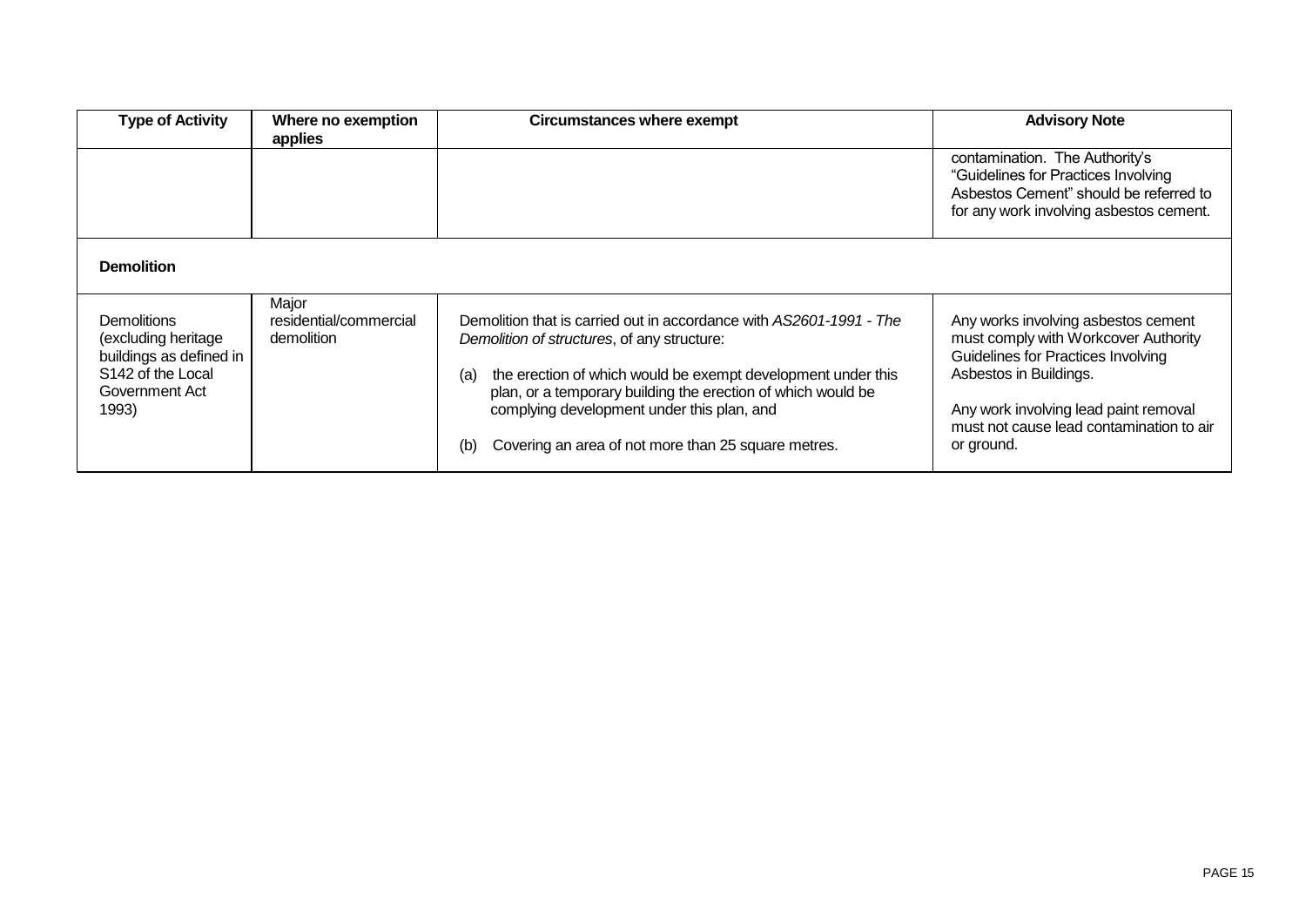| Type of Activity | Where no exemption applies | Circumstances where exempt | Advisory Note |
|---|---|---|---|
| | | | contamination. The Authority's "Guidelines for Practices Involving Asbestos Cement" should be referred to for any work involving asbestos cement. |
| **Demolition** | | | |
| Demolitions (excluding heritage buildings as defined in S142 of the Local Government Act 1993) | Major residential/commercial demolition | Demolition that is carried out in accordance with *AS2601-1991 - The Demolition of structures*, of any structure:<br><br>(a) the erection of which would be exempt development under this plan, or a temporary building the erection of which would be complying development under this plan, and<br><br>(b) Covering an area of not more than 25 square metres. | Any works involving asbestos cement must comply with Workcover Authority Guidelines for Practices Involving Asbestos in Buildings.<br><br>Any work involving lead paint removal must not cause lead contamination to air or ground. |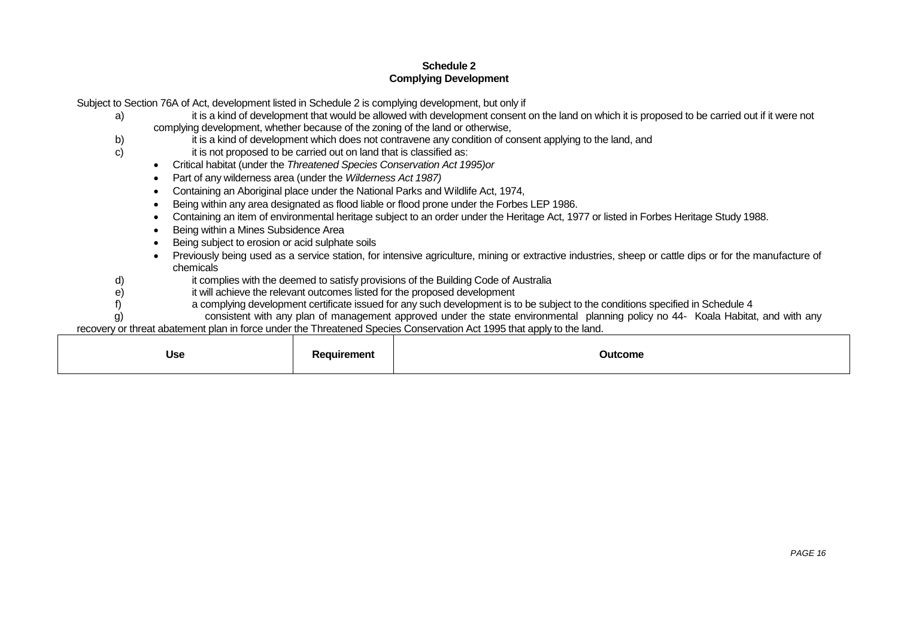## Schedule 2
## Complying Development

Subject to Section 76A of Act, development listed in Schedule 2 is complying development, but only if

a) it is a kind of development that would be allowed with development consent on the land on which it is proposed to be carried out if it were not complying development, whether because of the zoning of the land or otherwise,

b) it is a kind of development which does not contravene any condition of consent applying to the land, and

c) it is not proposed to be carried out on land that is classified as:
- Critical habitat (under the *Threatened Species Conservation Act 1995)or*
- Part of any wilderness area (under the *Wilderness Act 1987)*
- Containing an Aboriginal place under the National Parks and Wildlife Act, 1974,
- Being within any area designated as flood liable or flood prone under the Forbes LEP 1986.
- Containing an item of environmental heritage subject to an order under the Heritage Act, 1977 or listed in Forbes Heritage Study 1988.
- Being within a Mines Subsidence Area
- Being subject to erosion or acid sulphate soils
- Previously being used as a service station, for intensive agriculture, mining or extractive industries, sheep or cattle dips or for the manufacture of chemicals

d) it complies with the deemed to satisfy provisions of the Building Code of Australia

e) it will achieve the relevant outcomes listed for the proposed development

f) a complying development certificate issued for any such development is to be subject to the conditions specified in Schedule 4

g) consistent with any plan of management approved under the state environmental planning policy no 44- Koala Habitat, and with any recovery or threat abatement plan in force under the Threatened Species Conservation Act 1995 that apply to the land.

| Use | Requirement | Outcome |
|---|---|---|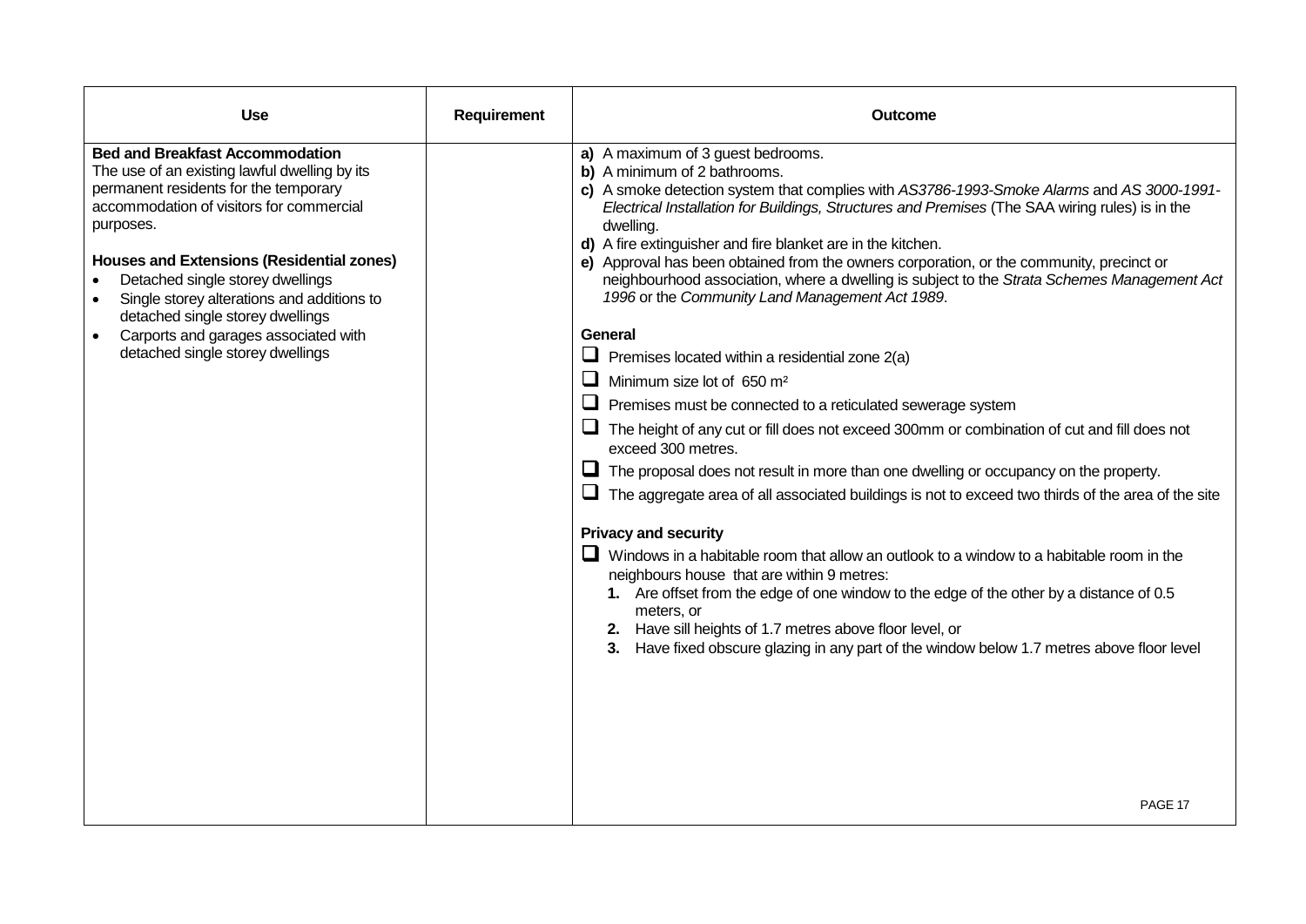| Use | Requirement | Outcome |
|---|---|---|
| **Bed and Breakfast Accommodation**<br>The use of an existing lawful dwelling by its permanent residents for the temporary accommodation of visitors for commercial purposes.<br><br>**Houses and Extensions (Residential zones)**<br>• Detached single storey dwellings<br>• Single storey alterations and additions to detached single storey dwellings<br>• Carports and garages associated with detached single storey dwellings | | **a)** A maximum of 3 guest bedrooms.<br>**b)** A minimum of 2 bathrooms.<br>**c)** A smoke detection system that complies with *AS3786-1993-Smoke Alarms* and *AS 3000-1991-Electrical Installation for Buildings, Structures and Premises* (The SAA wiring rules) is in the dwelling.<br>**d)** A fire extinguisher and fire blanket are in the kitchen.<br>**e)** Approval has been obtained from the owners corporation, or the community, precinct or neighbourhood association, where a dwelling is subject to the *Strata Schemes Management Act 1996* or the *Community Land Management Act 1989*.<br><br>**General**<br>☐ Premises located within a residential zone 2(a)<br>☐ Minimum size lot of 650 m²<br>☐ Premises must be connected to a reticulated sewerage system<br>☐ The height of any cut or fill does not exceed 300mm or combination of cut and fill does not exceed 300 metres.<br>☐ The proposal does not result in more than one dwelling or occupancy on the property.<br>☐ The aggregate area of all associated buildings is not to exceed two thirds of the area of the site<br><br>**Privacy and security**<br>☐ Windows in a habitable room that allow an outlook to a window to a habitable room in the neighbours house that are within 9 metres:<br>**1.** Are offset from the edge of one window to the edge of the other by a distance of 0.5 meters, or<br>**2.** Have sill heights of 1.7 metres above floor level, or<br>**3.** Have fixed obscure glazing in any part of the window below 1.7 metres above floor level |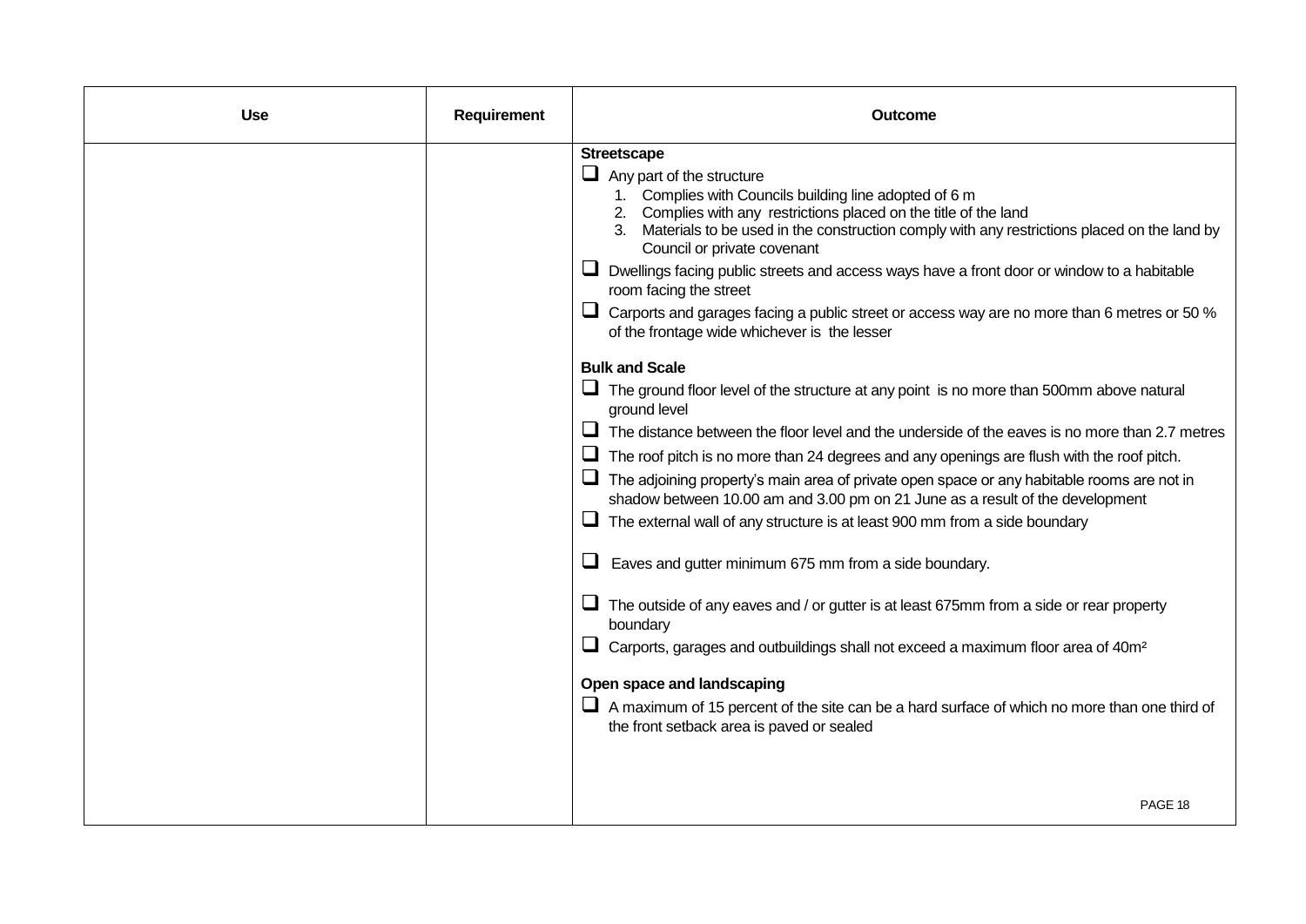| Use | Requirement | Outcome |
|---|---|---|
| | | **Streetscape**<br>☐ Any part of the structure<br>1. Complies with Councils building line adopted of 6 m<br>2. Complies with any restrictions placed on the title of the land<br>3. Materials to be used in the construction comply with any restrictions placed on the land by Council or private covenant<br>☐ Dwellings facing public streets and access ways have a front door or window to a habitable room facing the street<br>☐ Carports and garages facing a public street or access way are no more than 6 metres or 50 % of the frontage wide whichever is the lesser<br><br>**Bulk and Scale**<br>☐ The ground floor level of the structure at any point is no more than 500mm above natural ground level<br>☐ The distance between the floor level and the underside of the eaves is no more than 2.7 metres<br>☐ The roof pitch is no more than 24 degrees and any openings are flush with the roof pitch.<br>☐ The adjoining property's main area of private open space or any habitable rooms are not in shadow between 10.00 am and 3.00 pm on 21 June as a result of the development<br>☐ The external wall of any structure is at least 900 mm from a side boundary<br>☐ Eaves and gutter minimum 675 mm from a side boundary.<br>☐ The outside of any eaves and / or gutter is at least 675mm from a side or rear property boundary<br>☐ Carports, garages and outbuildings shall not exceed a maximum floor area of 40m²<br><br>**Open space and landscaping**<br>☐ A maximum of 15 percent of the site can be a hard surface of which no more than one third of the front setback area is paved or sealed |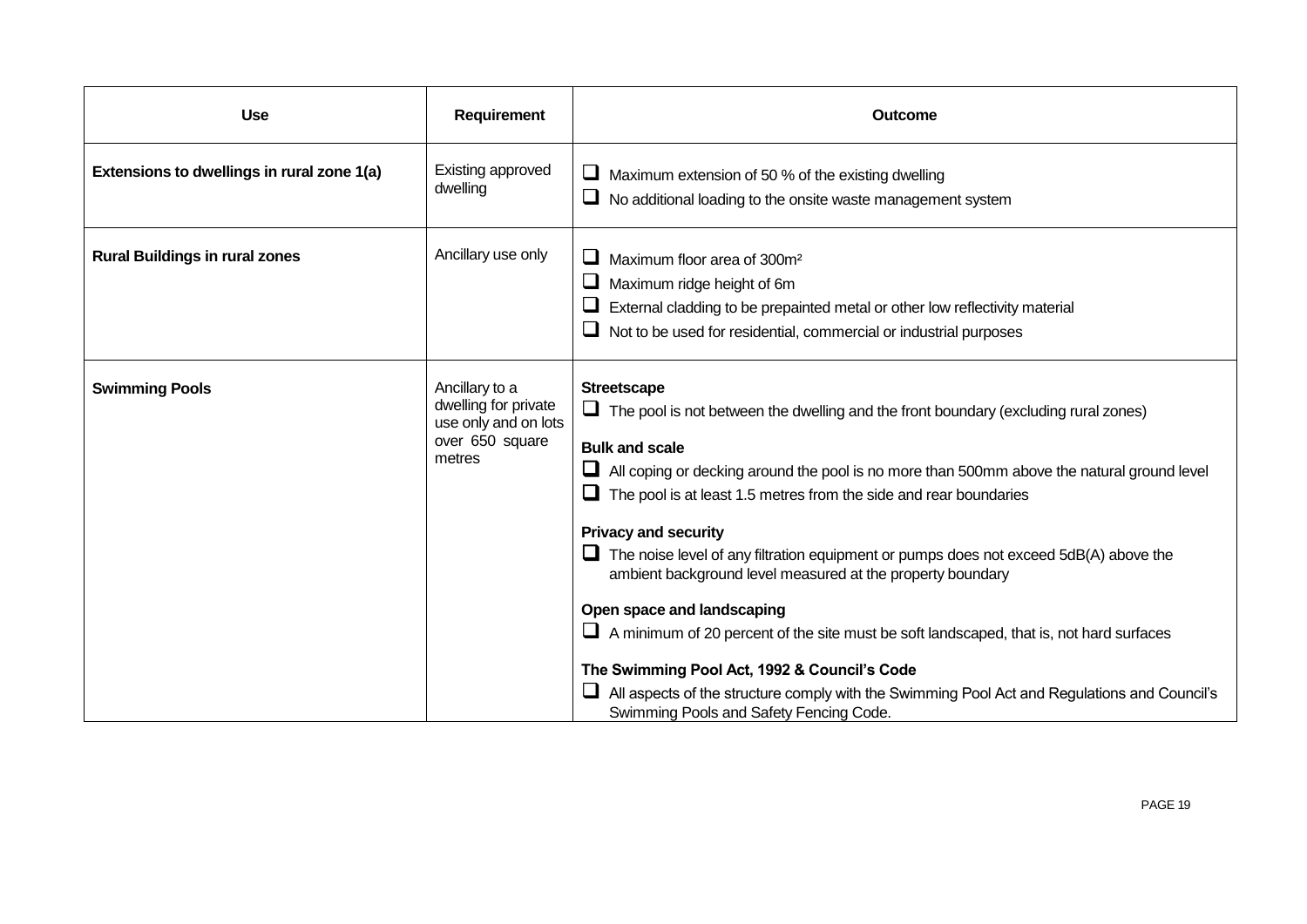| Use | Requirement | Outcome |
| --- | --- | --- |
| **Extensions to dwellings in rural zone 1(a)** | Existing approved dwelling | ❑ Maximum extension of 50 % of the existing dwelling<br>❑ No additional loading to the onsite waste management system |
| **Rural Buildings in rural zones** | Ancillary use only | ❑ Maximum floor area of 300m²<br>❑ Maximum ridge height of 6m<br>❑ External cladding to be prepainted metal or other low reflectivity material<br>❑ Not to be used for residential, commercial or industrial purposes |
| **Swimming Pools** | Ancillary to a dwelling for private use only and on lots over 650 square metres | **Streetscape**<br>❑ The pool is not between the dwelling and the front boundary (excluding rural zones)<br>**Bulk and scale**<br>❑ All coping or decking around the pool is no more than 500mm above the natural ground level<br>❑ The pool is at least 1.5 metres from the side and rear boundaries<br>**Privacy and security**<br>❑ The noise level of any filtration equipment or pumps does not exceed 5dB(A) above the ambient background level measured at the property boundary<br>**Open space and landscaping**<br>❑ A minimum of 20 percent of the site must be soft landscaped, that is, not hard surfaces<br>**The Swimming Pool Act, 1992 & Council's Code**<br>❑ All aspects of the structure comply with the Swimming Pool Act and Regulations and Council's Swimming Pools and Safety Fencing Code. |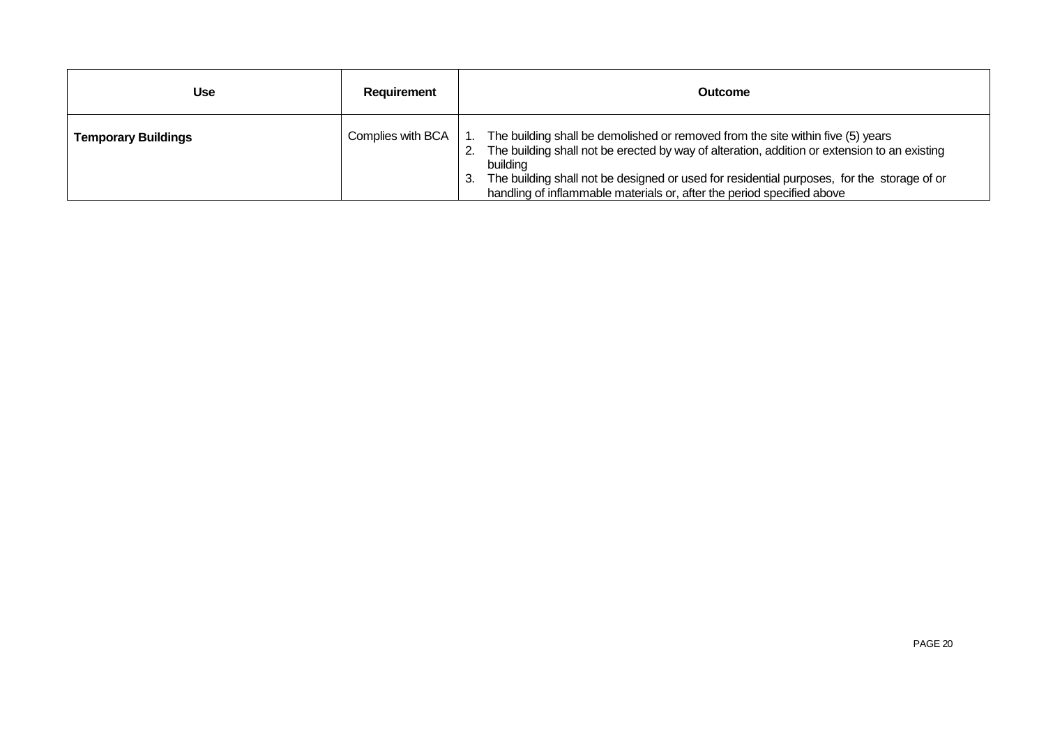| Use | Requirement | Outcome |
| --- | --- | --- |
| **Temporary Buildings** | Complies with BCA | 1. The building shall be demolished or removed from the site within five (5) years<br>2. The building shall not be erected by way of alteration, addition or extension to an existing building<br>3. The building shall not be designed or used for residential purposes, for the storage of or handling of inflammable materials or, after the period specified above |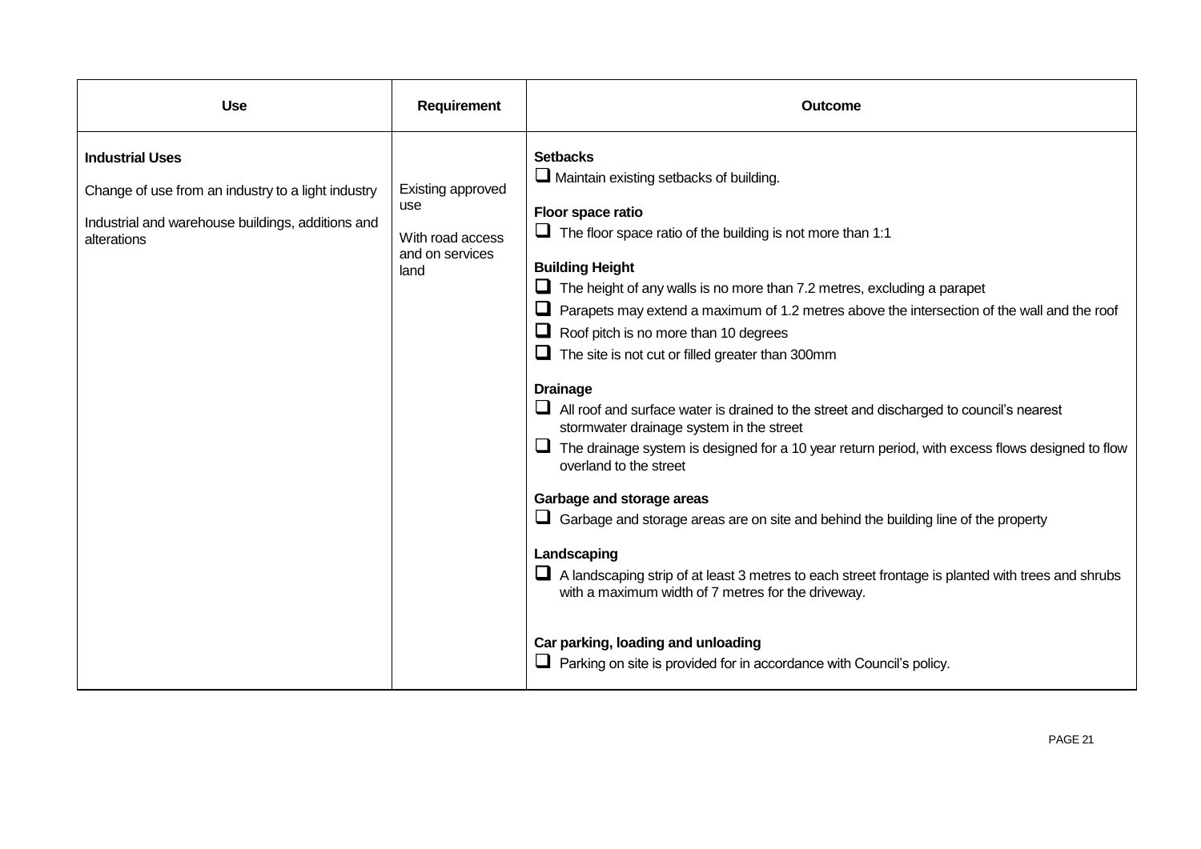| Use | Requirement | Outcome |
|---|---|---|
| **Industrial Uses**<br><br>Change of use from an industry to a light industry<br><br>Industrial and warehouse buildings, additions and alterations | Existing approved use<br><br>With road access and on services land | **Setbacks**<br>☐ Maintain existing setbacks of building.<br><br>**Floor space ratio**<br>☐ The floor space ratio of the building is not more than 1:1<br><br>**Building Height**<br>☐ The height of any walls is no more than 7.2 metres, excluding a parapet<br>☐ Parapets may extend a maximum of 1.2 metres above the intersection of the wall and the roof<br>☐ Roof pitch is no more than 10 degrees<br>☐ The site is not cut or filled greater than 300mm<br><br>**Drainage**<br>☐ All roof and surface water is drained to the street and discharged to council's nearest stormwater drainage system in the street<br>☐ The drainage system is designed for a 10 year return period, with excess flows designed to flow overland to the street<br><br>**Garbage and storage areas**<br>☐ Garbage and storage areas are on site and behind the building line of the property<br><br>**Landscaping**<br>☐ A landscaping strip of at least 3 metres to each street frontage is planted with trees and shrubs with a maximum width of 7 metres for the driveway.<br><br>**Car parking, loading and unloading**<br>☐ Parking on site is provided for in accordance with Council's policy. |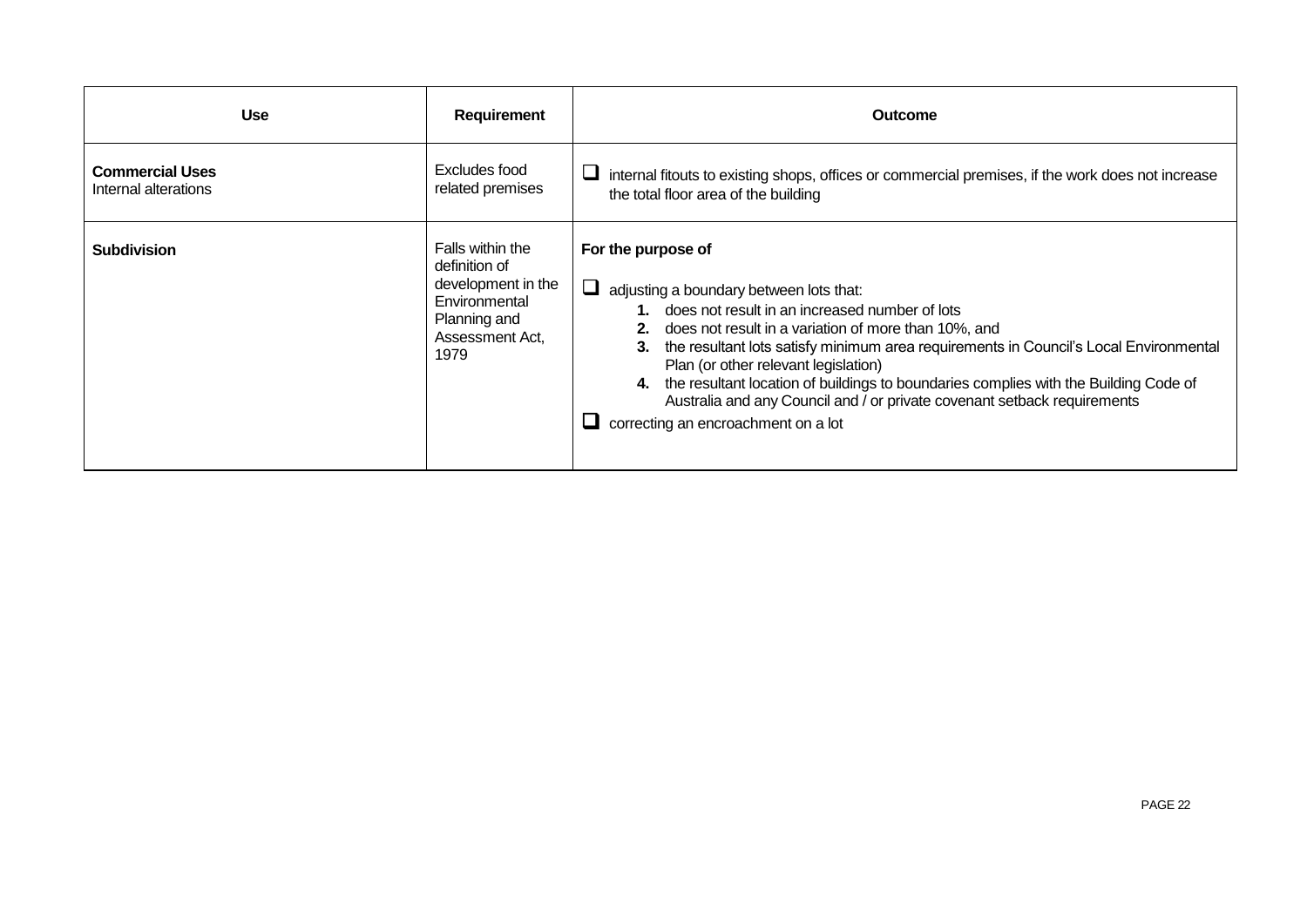| Use | Requirement | Outcome |
|---|---|---|
| **Commercial Uses**<br>Internal alterations | Excludes food related premises | ❑ internal fitouts to existing shops, offices or commercial premises, if the work does not increase the total floor area of the building |
| **Subdivision** | Falls within the definition of development in the Environmental Planning and Assessment Act, 1979 | **For the purpose of**<br><br>❑ adjusting a boundary between lots that:<br>**1.** does not result in an increased number of lots<br>**2.** does not result in a variation of more than 10%, and<br>**3.** the resultant lots satisfy minimum area requirements in Council's Local Environmental Plan (or other relevant legislation)<br>**4.** the resultant location of buildings to boundaries complies with the Building Code of Australia and any Council and / or private covenant setback requirements<br><br>❑ correcting an encroachment on a lot |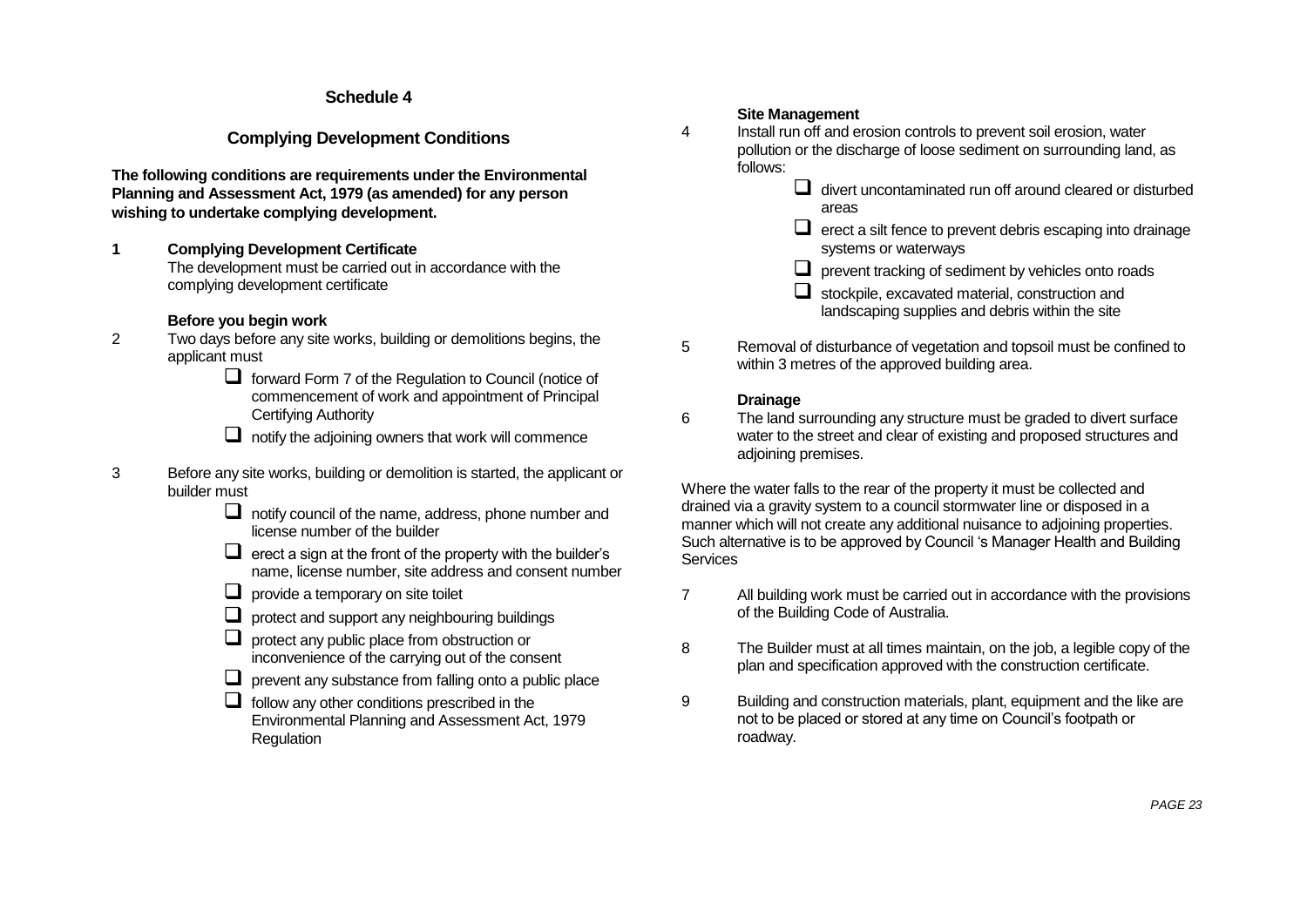## Schedule 4

## Complying Development Conditions

**The following conditions are requirements under the Environmental Planning and Assessment Act, 1979 (as amended) for any person wishing to undertake complying development.**

**1 Complying Development Certificate**

The development must be carried out in accordance with the complying development certificate

**Before you begin work**

2 Two days before any site works, building or demolitions begins, the applicant must

- ❑ forward Form 7 of the Regulation to Council (notice of commencement of work and appointment of Principal Certifying Authority
- ❑ notify the adjoining owners that work will commence

3 Before any site works, building or demolition is started, the applicant or builder must

- ❑ notify council of the name, address, phone number and license number of the builder
- ❑ erect a sign at the front of the property with the builder's name, license number, site address and consent number
- ❑ provide a temporary on site toilet
- ❑ protect and support any neighbouring buildings
- ❑ protect any public place from obstruction or inconvenience of the carrying out of the consent
- ❑ prevent any substance from falling onto a public place
- ❑ follow any other conditions prescribed in the Environmental Planning and Assessment Act, 1979 Regulation

**Site Management**

4 Install run off and erosion controls to prevent soil erosion, water pollution or the discharge of loose sediment on surrounding land, as follows:

- ❑ divert uncontaminated run off around cleared or disturbed areas
- ❑ erect a silt fence to prevent debris escaping into drainage systems or waterways
- ❑ prevent tracking of sediment by vehicles onto roads
- ❑ stockpile, excavated material, construction and landscaping supplies and debris within the site

5 Removal of disturbance of vegetation and topsoil must be confined to within 3 metres of the approved building area.

**Drainage**

6 The land surrounding any structure must be graded to divert surface water to the street and clear of existing and proposed structures and adjoining premises.

Where the water falls to the rear of the property it must be collected and drained via a gravity system to a council stormwater line or disposed in a manner which will not create any additional nuisance to adjoining properties. Such alternative is to be approved by Council 's Manager Health and Building Services

7 All building work must be carried out in accordance with the provisions of the Building Code of Australia.

8 The Builder must at all times maintain, on the job, a legible copy of the plan and specification approved with the construction certificate.

9 Building and construction materials, plant, equipment and the like are not to be placed or stored at any time on Council's footpath or roadway.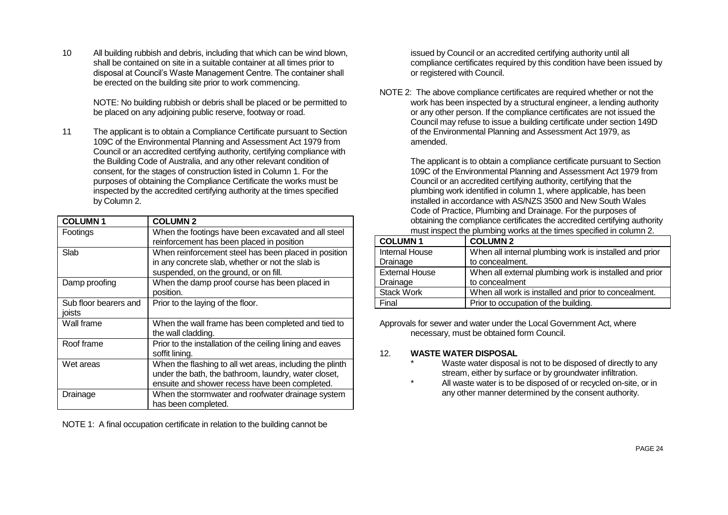10 All building rubbish and debris, including that which can be wind blown, shall be contained on site in a suitable container at all times prior to disposal at Council's Waste Management Centre. The container shall be erected on the building site prior to work commencing.

NOTE: No building rubbish or debris shall be placed or be permitted to be placed on any adjoining public reserve, footway or road.

11 The applicant is to obtain a Compliance Certificate pursuant to Section 109C of the Environmental Planning and Assessment Act 1979 from Council or an accredited certifying authority, certifying compliance with the Building Code of Australia, and any other relevant condition of consent, for the stages of construction listed in Column 1. For the purposes of obtaining the Compliance Certificate the works must be inspected by the accredited certifying authority at the times specified by Column 2.

| COLUMN 1 | COLUMN 2 |
| --- | --- |
| Footings | When the footings have been excavated and all steel reinforcement has been placed in position |
| Slab | When reinforcement steel has been placed in position in any concrete slab, whether or not the slab is suspended, on the ground, or on fill. |
| Damp proofing | When the damp proof course has been placed in position. |
| Sub floor bearers and joists | Prior to the laying of the floor. |
| Wall frame | When the wall frame has been completed and tied to the wall cladding. |
| Roof frame | Prior to the installation of the ceiling lining and eaves soffit lining. |
| Wet areas | When the flashing to all wet areas, including the plinth under the bath, the bathroom, laundry, water closet, ensuite and shower recess have been completed. |
| Drainage | When the stormwater and roofwater drainage system has been completed. |

NOTE 1: A final occupation certificate in relation to the building cannot be issued by Council or an accredited certifying authority until all compliance certificates required by this condition have been issued by or registered with Council.

NOTE 2: The above compliance certificates are required whether or not the work has been inspected by a structural engineer, a lending authority or any other person. If the compliance certificates are not issued the Council may refuse to issue a building certificate under section 149D of the Environmental Planning and Assessment Act 1979, as amended.

The applicant is to obtain a compliance certificate pursuant to Section 109C of the Environmental Planning and Assessment Act 1979 from Council or an accredited certifying authority, certifying that the plumbing work identified in column 1, where applicable, has been installed in accordance with AS/NZS 3500 and New South Wales Code of Practice, Plumbing and Drainage. For the purposes of obtaining the compliance certificates the accredited certifying authority must inspect the plumbing works at the times specified in column 2.

| COLUMN 1 | COLUMN 2 |
| --- | --- |
| Internal House Drainage | When all internal plumbing work is installed and prior to concealment. |
| External House Drainage | When all external plumbing work is installed and prior to concealment |
| Stack Work | When all work is installed and prior to concealment. |
| Final | Prior to occupation of the building. |

Approvals for sewer and water under the Local Government Act, where necessary, must be obtained form Council.

12. **WASTE WATER DISPOSAL**

- Waste water disposal is not to be disposed of directly to any stream, either by surface or by groundwater infiltration.
- All waste water is to be disposed of or recycled on-site, or in any other manner determined by the consent authority.